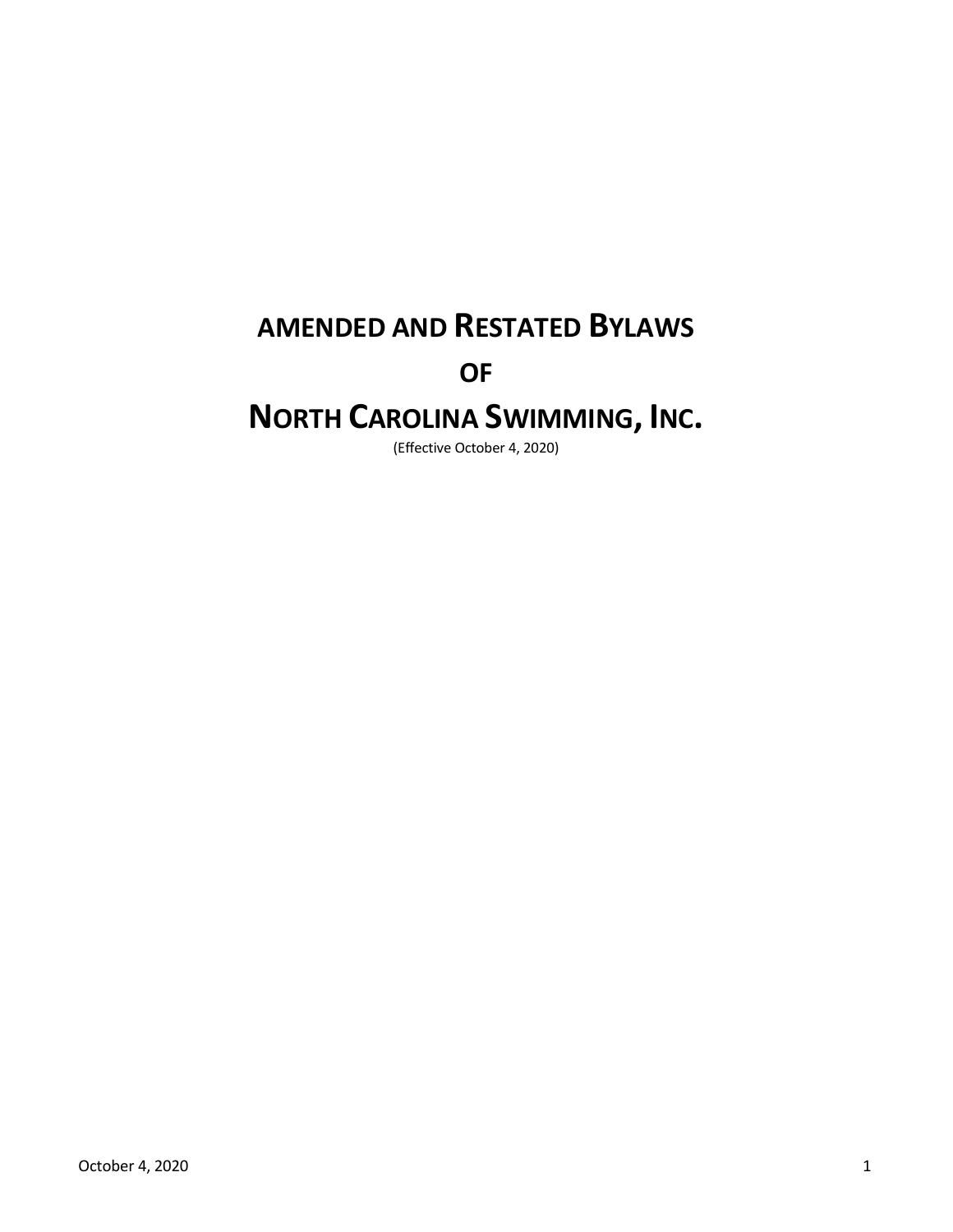# AMENDED AND RESTATED BYLAWS

# OF

# NORTH CAROLINA SWIMMING, INC.

(Effective October 4, 2020)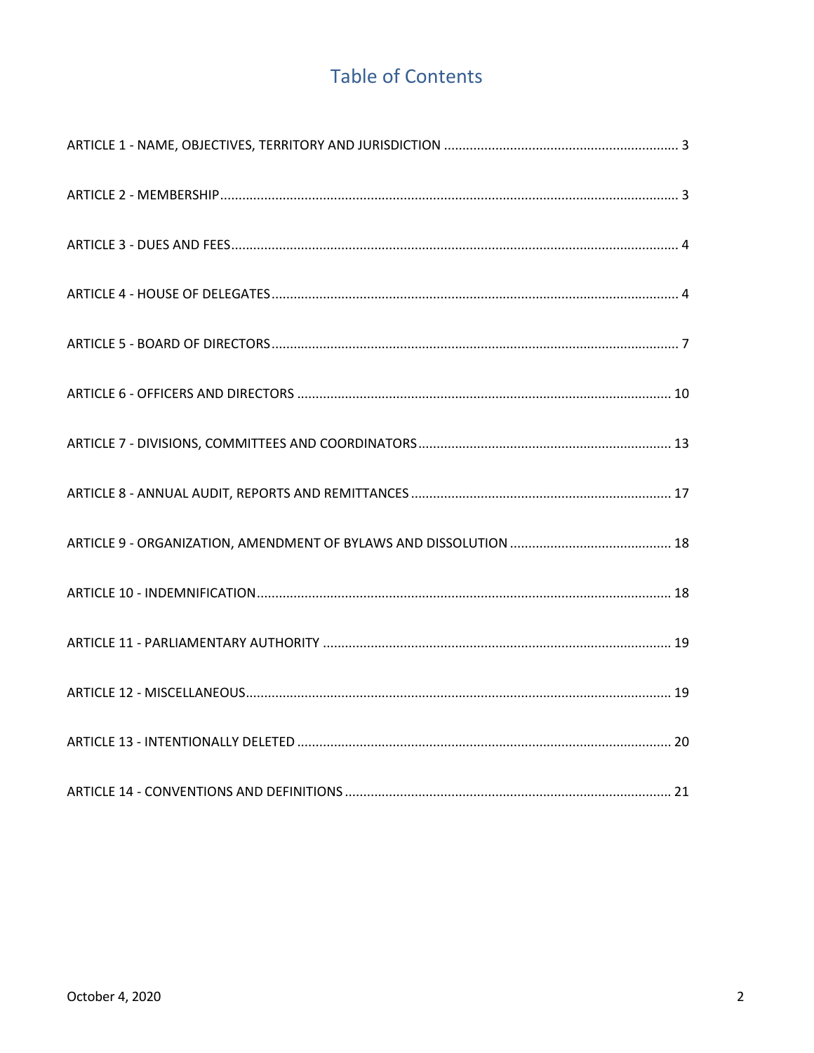# Table of Contents

ARTICLE 1 - NAME, OBJECTIVES, TERRITORY AND JURISDICTION ............................................................... 3

ARTICLE 2 - MEMBERSHIP ........................................................................................................................... 3

ARTICLE 3 - DUES AND FEES ........................................................................................................................ 4

ARTICLE 4 - HOUSE OF DELEGATES ............................................................................................................. 4

ARTICLE 5 - BOARD OF DIRECTORS ............................................................................................................. 7

ARTICLE 6 - OFFICERS AND DIRECTORS ..................................................................................................... 10

ARTICLE 7 - DIVISIONS, COMMITTEES AND COORDINATORS .................................................................... 13

ARTICLE 8 - ANNUAL AUDIT, REPORTS AND REMITTANCES ...................................................................... 17

ARTICLE 9 - ORGANIZATION, AMENDMENT OF BYLAWS AND DISSOLUTION ............................................ 18

ARTICLE 10 - INDEMNIFICATION ................................................................................................................ 18

ARTICLE 11 - PARLIAMENTARY AUTHORITY .............................................................................................. 19

ARTICLE 12 - MISCELLANEOUS ................................................................................................................... 19

ARTICLE 13 - INTENTIONALLY DELETED ..................................................................................................... 20

ARTICLE 14 - CONVENTIONS AND DEFINITIONS ........................................................................................ 21

October 4, 2020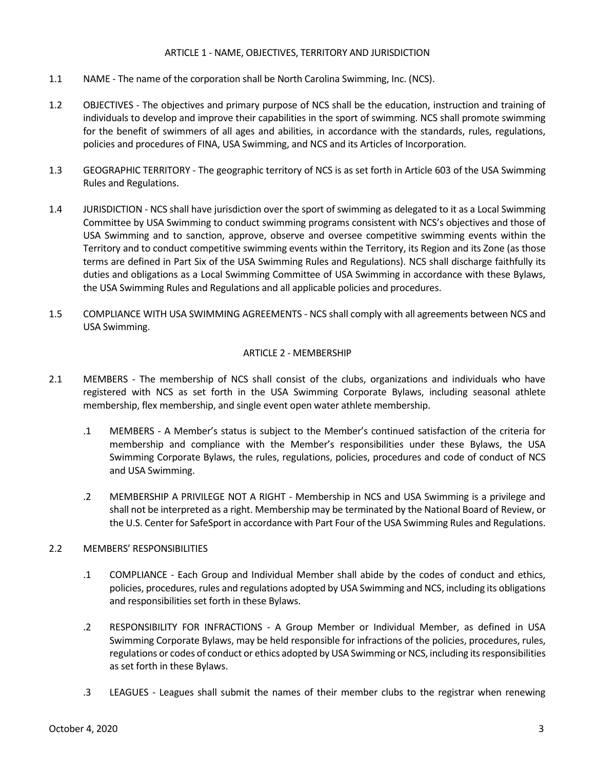## ARTICLE 1 - NAME, OBJECTIVES, TERRITORY AND JURISDICTION

1.1 NAME - The name of the corporation shall be North Carolina Swimming, Inc. (NCS).

1.2 OBJECTIVES - The objectives and primary purpose of NCS shall be the education, instruction and training of individuals to develop and improve their capabilities in the sport of swimming. NCS shall promote swimming for the benefit of swimmers of all ages and abilities, in accordance with the standards, rules, regulations, policies and procedures of FINA, USA Swimming, and NCS and its Articles of Incorporation.

1.3 GEOGRAPHIC TERRITORY - The geographic territory of NCS is as set forth in Article 603 of the USA Swimming Rules and Regulations.

1.4 JURISDICTION - NCS shall have jurisdiction over the sport of swimming as delegated to it as a Local Swimming Committee by USA Swimming to conduct swimming programs consistent with NCS's objectives and those of USA Swimming and to sanction, approve, observe and oversee competitive swimming events within the Territory and to conduct competitive swimming events within the Territory, its Region and its Zone (as those terms are defined in Part Six of the USA Swimming Rules and Regulations). NCS shall discharge faithfully its duties and obligations as a Local Swimming Committee of USA Swimming in accordance with these Bylaws, the USA Swimming Rules and Regulations and all applicable policies and procedures.

1.5 COMPLIANCE WITH USA SWIMMING AGREEMENTS - NCS shall comply with all agreements between NCS and USA Swimming.

## ARTICLE 2 - MEMBERSHIP

2.1 MEMBERS - The membership of NCS shall consist of the clubs, organizations and individuals who have registered with NCS as set forth in the USA Swimming Corporate Bylaws, including seasonal athlete membership, flex membership, and single event open water athlete membership.

- .1 MEMBERS - A Member's status is subject to the Member's continued satisfaction of the criteria for membership and compliance with the Member's responsibilities under these Bylaws, the USA Swimming Corporate Bylaws, the rules, regulations, policies, procedures and code of conduct of NCS and USA Swimming.

- .2 MEMBERSHIP A PRIVILEGE NOT A RIGHT - Membership in NCS and USA Swimming is a privilege and shall not be interpreted as a right. Membership may be terminated by the National Board of Review, or the U.S. Center for SafeSport in accordance with Part Four of the USA Swimming Rules and Regulations.

2.2 MEMBERS' RESPONSIBILITIES

- .1 COMPLIANCE - Each Group and Individual Member shall abide by the codes of conduct and ethics, policies, procedures, rules and regulations adopted by USA Swimming and NCS, including its obligations and responsibilities set forth in these Bylaws.

- .2 RESPONSIBILITY FOR INFRACTIONS - A Group Member or Individual Member, as defined in USA Swimming Corporate Bylaws, may be held responsible for infractions of the policies, procedures, rules, regulations or codes of conduct or ethics adopted by USA Swimming or NCS, including its responsibilities as set forth in these Bylaws.

- .3 LEAGUES - Leagues shall submit the names of their member clubs to the registrar when renewing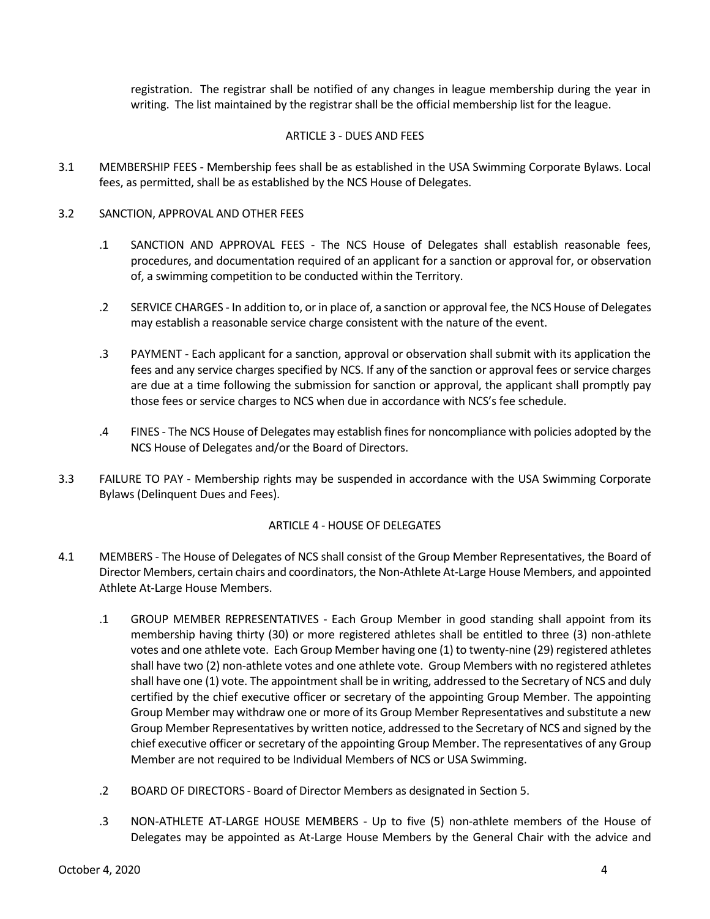registration. The registrar shall be notified of any changes in league membership during the year in writing. The list maintained by the registrar shall be the official membership list for the league.

## ARTICLE 3 - DUES AND FEES

3.1 MEMBERSHIP FEES - Membership fees shall be as established in the USA Swimming Corporate Bylaws. Local fees, as permitted, shall be as established by the NCS House of Delegates.

3.2 SANCTION, APPROVAL AND OTHER FEES

.1 SANCTION AND APPROVAL FEES - The NCS House of Delegates shall establish reasonable fees, procedures, and documentation required of an applicant for a sanction or approval for, or observation of, a swimming competition to be conducted within the Territory.

.2 SERVICE CHARGES - In addition to, or in place of, a sanction or approval fee, the NCS House of Delegates may establish a reasonable service charge consistent with the nature of the event.

.3 PAYMENT - Each applicant for a sanction, approval or observation shall submit with its application the fees and any service charges specified by NCS. If any of the sanction or approval fees or service charges are due at a time following the submission for sanction or approval, the applicant shall promptly pay those fees or service charges to NCS when due in accordance with NCS's fee schedule.

.4 FINES - The NCS House of Delegates may establish fines for noncompliance with policies adopted by the NCS House of Delegates and/or the Board of Directors.

3.3 FAILURE TO PAY - Membership rights may be suspended in accordance with the USA Swimming Corporate Bylaws (Delinquent Dues and Fees).

## ARTICLE 4 - HOUSE OF DELEGATES

4.1 MEMBERS - The House of Delegates of NCS shall consist of the Group Member Representatives, the Board of Director Members, certain chairs and coordinators, the Non-Athlete At-Large House Members, and appointed Athlete At-Large House Members.

.1 GROUP MEMBER REPRESENTATIVES - Each Group Member in good standing shall appoint from its membership having thirty (30) or more registered athletes shall be entitled to three (3) non-athlete votes and one athlete vote. Each Group Member having one (1) to twenty-nine (29) registered athletes shall have two (2) non-athlete votes and one athlete vote. Group Members with no registered athletes shall have one (1) vote. The appointment shall be in writing, addressed to the Secretary of NCS and duly certified by the chief executive officer or secretary of the appointing Group Member. The appointing Group Member may withdraw one or more of its Group Member Representatives and substitute a new Group Member Representatives by written notice, addressed to the Secretary of NCS and signed by the chief executive officer or secretary of the appointing Group Member. The representatives of any Group Member are not required to be Individual Members of NCS or USA Swimming.

.2 BOARD OF DIRECTORS - Board of Director Members as designated in Section 5.

.3 NON-ATHLETE AT-LARGE HOUSE MEMBERS - Up to five (5) non-athlete members of the House of Delegates may be appointed as At-Large House Members by the General Chair with the advice and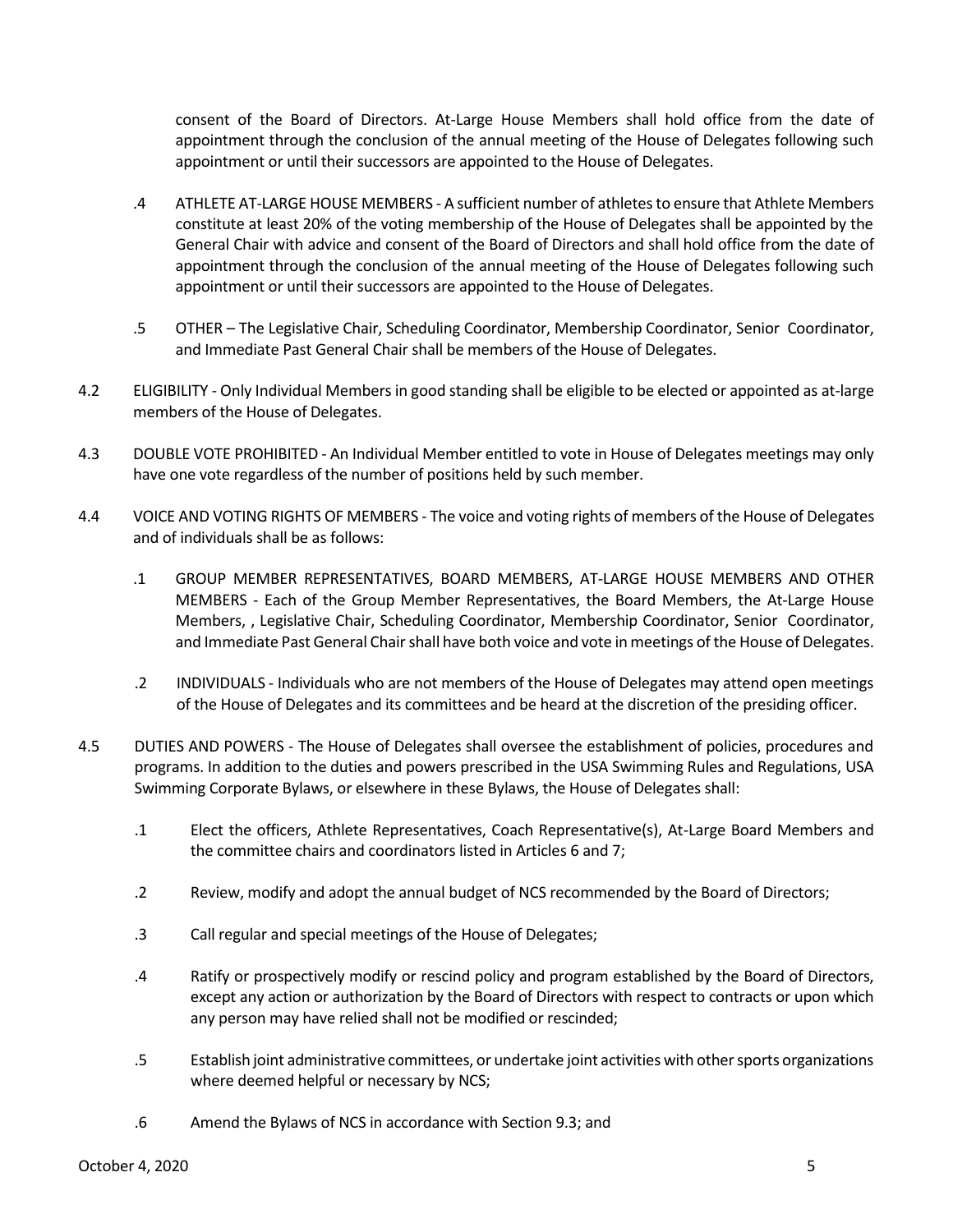consent of the Board of Directors. At-Large House Members shall hold office from the date of appointment through the conclusion of the annual meeting of the House of Delegates following such appointment or until their successors are appointed to the House of Delegates.

.4 ATHLETE AT-LARGE HOUSE MEMBERS - A sufficient number of athletes to ensure that Athlete Members constitute at least 20% of the voting membership of the House of Delegates shall be appointed by the General Chair with advice and consent of the Board of Directors and shall hold office from the date of appointment through the conclusion of the annual meeting of the House of Delegates following such appointment or until their successors are appointed to the House of Delegates.

.5 OTHER – The Legislative Chair, Scheduling Coordinator, Membership Coordinator, Senior Coordinator, and Immediate Past General Chair shall be members of the House of Delegates.

4.2 ELIGIBILITY - Only Individual Members in good standing shall be eligible to be elected or appointed as at-large members of the House of Delegates.

4.3 DOUBLE VOTE PROHIBITED - An Individual Member entitled to vote in House of Delegates meetings may only have one vote regardless of the number of positions held by such member.

4.4 VOICE AND VOTING RIGHTS OF MEMBERS - The voice and voting rights of members of the House of Delegates and of individuals shall be as follows:

.1 GROUP MEMBER REPRESENTATIVES, BOARD MEMBERS, AT-LARGE HOUSE MEMBERS AND OTHER MEMBERS - Each of the Group Member Representatives, the Board Members, the At-Large House Members, , Legislative Chair, Scheduling Coordinator, Membership Coordinator, Senior Coordinator, and Immediate Past General Chair shall have both voice and vote in meetings of the House of Delegates.

.2 INDIVIDUALS - Individuals who are not members of the House of Delegates may attend open meetings of the House of Delegates and its committees and be heard at the discretion of the presiding officer.

4.5 DUTIES AND POWERS - The House of Delegates shall oversee the establishment of policies, procedures and programs. In addition to the duties and powers prescribed in the USA Swimming Rules and Regulations, USA Swimming Corporate Bylaws, or elsewhere in these Bylaws, the House of Delegates shall:

.1 Elect the officers, Athlete Representatives, Coach Representative(s), At-Large Board Members and the committee chairs and coordinators listed in Articles 6 and 7;

.2 Review, modify and adopt the annual budget of NCS recommended by the Board of Directors;

.3 Call regular and special meetings of the House of Delegates;

.4 Ratify or prospectively modify or rescind policy and program established by the Board of Directors, except any action or authorization by the Board of Directors with respect to contracts or upon which any person may have relied shall not be modified or rescinded;

.5 Establish joint administrative committees, or undertake joint activities with other sports organizations where deemed helpful or necessary by NCS;

.6 Amend the Bylaws of NCS in accordance with Section 9.3; and

October 4, 2020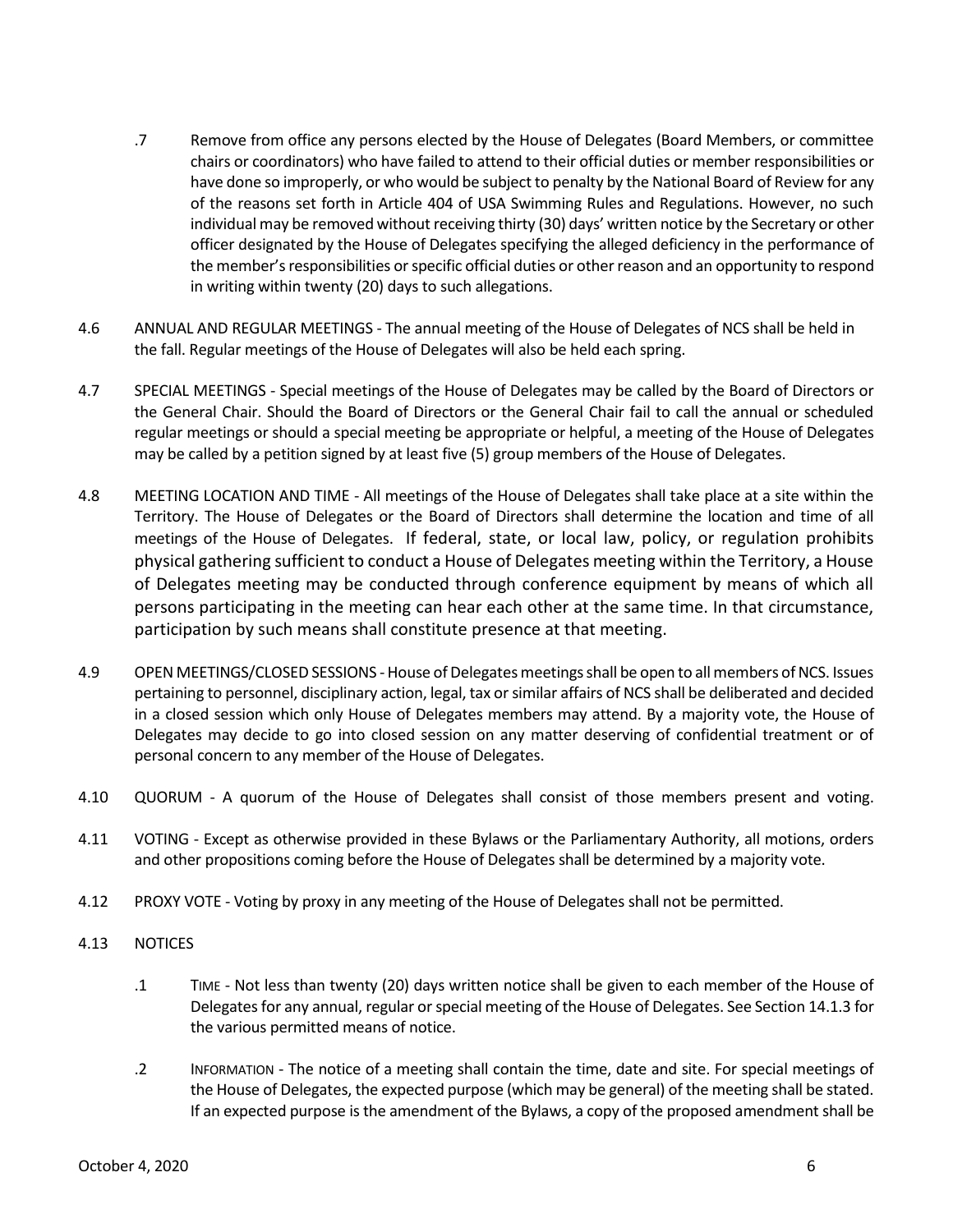.7 Remove from office any persons elected by the House of Delegates (Board Members, or committee chairs or coordinators) who have failed to attend to their official duties or member responsibilities or have done so improperly, or who would be subject to penalty by the National Board of Review for any of the reasons set forth in Article 404 of USA Swimming Rules and Regulations. However, no such individual may be removed without receiving thirty (30) days' written notice by the Secretary or other officer designated by the House of Delegates specifying the alleged deficiency in the performance of the member's responsibilities or specific official duties or other reason and an opportunity to respond in writing within twenty (20) days to such allegations.

4.6 ANNUAL AND REGULAR MEETINGS - The annual meeting of the House of Delegates of NCS shall be held in the fall. Regular meetings of the House of Delegates will also be held each spring.

4.7 SPECIAL MEETINGS - Special meetings of the House of Delegates may be called by the Board of Directors or the General Chair. Should the Board of Directors or the General Chair fail to call the annual or scheduled regular meetings or should a special meeting be appropriate or helpful, a meeting of the House of Delegates may be called by a petition signed by at least five (5) group members of the House of Delegates.

4.8 MEETING LOCATION AND TIME - All meetings of the House of Delegates shall take place at a site within the Territory. The House of Delegates or the Board of Directors shall determine the location and time of all meetings of the House of Delegates. If federal, state, or local law, policy, or regulation prohibits physical gathering sufficient to conduct a House of Delegates meeting within the Territory, a House of Delegates meeting may be conducted through conference equipment by means of which all persons participating in the meeting can hear each other at the same time. In that circumstance, participation by such means shall constitute presence at that meeting.

4.9 OPEN MEETINGS/CLOSED SESSIONS - House of Delegates meetings shall be open to all members of NCS. Issues pertaining to personnel, disciplinary action, legal, tax or similar affairs of NCS shall be deliberated and decided in a closed session which only House of Delegates members may attend. By a majority vote, the House of Delegates may decide to go into closed session on any matter deserving of confidential treatment or of personal concern to any member of the House of Delegates.

4.10 QUORUM - A quorum of the House of Delegates shall consist of those members present and voting.

4.11 VOTING - Except as otherwise provided in these Bylaws or the Parliamentary Authority, all motions, orders and other propositions coming before the House of Delegates shall be determined by a majority vote.

4.12 PROXY VOTE - Voting by proxy in any meeting of the House of Delegates shall not be permitted.

4.13 NOTICES

.1 TIME - Not less than twenty (20) days written notice shall be given to each member of the House of Delegates for any annual, regular or special meeting of the House of Delegates. See Section 14.1.3 for the various permitted means of notice.

.2 INFORMATION - The notice of a meeting shall contain the time, date and site. For special meetings of the House of Delegates, the expected purpose (which may be general) of the meeting shall be stated. If an expected purpose is the amendment of the Bylaws, a copy of the proposed amendment shall be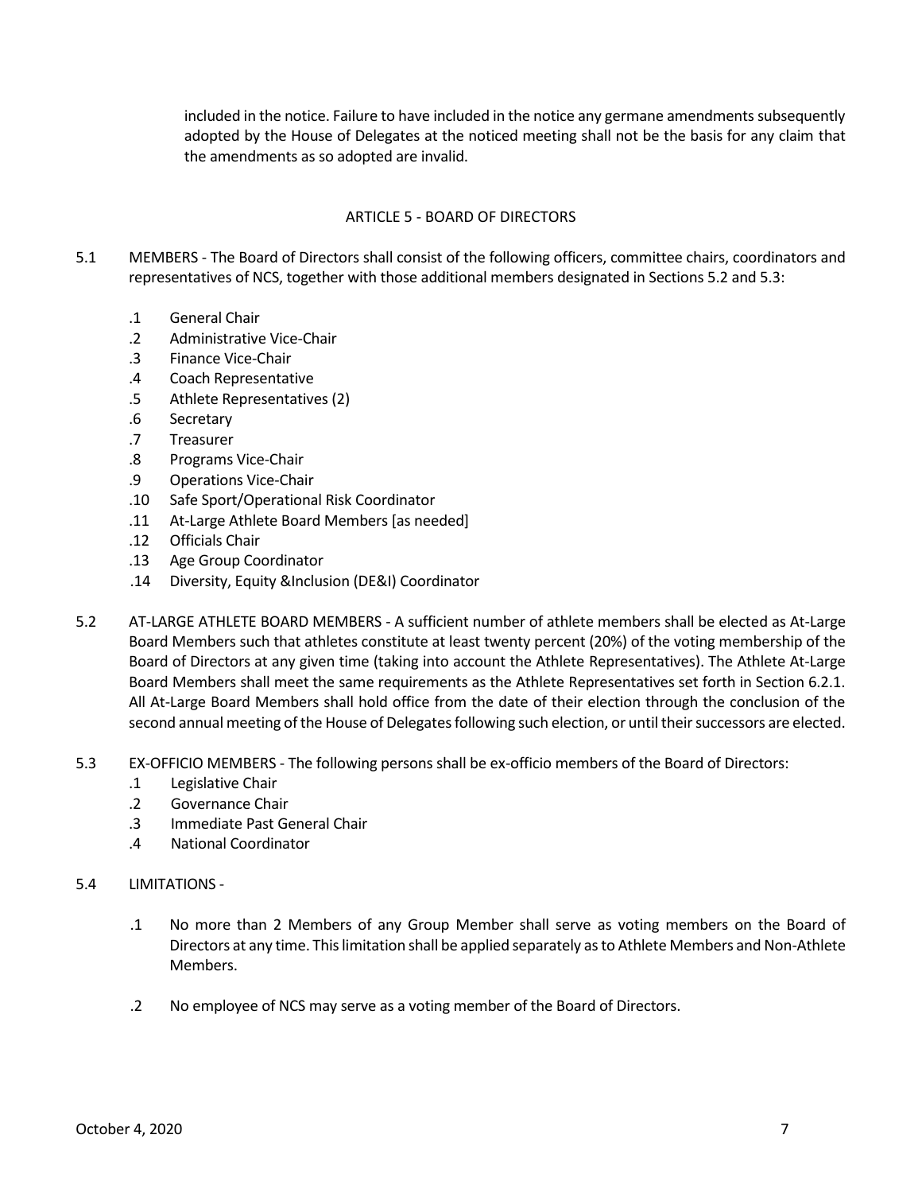included in the notice. Failure to have included in the notice any germane amendments subsequently adopted by the House of Delegates at the noticed meeting shall not be the basis for any claim that the amendments as so adopted are invalid.

## ARTICLE 5 - BOARD OF DIRECTORS

5.1 MEMBERS - The Board of Directors shall consist of the following officers, committee chairs, coordinators and representatives of NCS, together with those additional members designated in Sections 5.2 and 5.3:

- .1 General Chair
- .2 Administrative Vice-Chair
- .3 Finance Vice-Chair
- .4 Coach Representative
- .5 Athlete Representatives (2)
- .6 Secretary
- .7 Treasurer
- .8 Programs Vice-Chair
- .9 Operations Vice-Chair
- .10 Safe Sport/Operational Risk Coordinator
- .11 At-Large Athlete Board Members [as needed]
- .12 Officials Chair
- .13 Age Group Coordinator
- .14 Diversity, Equity &Inclusion (DE&I) Coordinator

5.2 AT-LARGE ATHLETE BOARD MEMBERS - A sufficient number of athlete members shall be elected as At-Large Board Members such that athletes constitute at least twenty percent (20%) of the voting membership of the Board of Directors at any given time (taking into account the Athlete Representatives). The Athlete At-Large Board Members shall meet the same requirements as the Athlete Representatives set forth in Section 6.2.1. All At-Large Board Members shall hold office from the date of their election through the conclusion of the second annual meeting of the House of Delegates following such election, or until their successors are elected.

5.3 EX-OFFICIO MEMBERS - The following persons shall be ex-officio members of the Board of Directors:

- .1 Legislative Chair
- .2 Governance Chair
- .3 Immediate Past General Chair
- .4 National Coordinator

5.4 LIMITATIONS -

- .1 No more than 2 Members of any Group Member shall serve as voting members on the Board of Directors at any time. This limitation shall be applied separately as to Athlete Members and Non-Athlete Members.
- .2 No employee of NCS may serve as a voting member of the Board of Directors.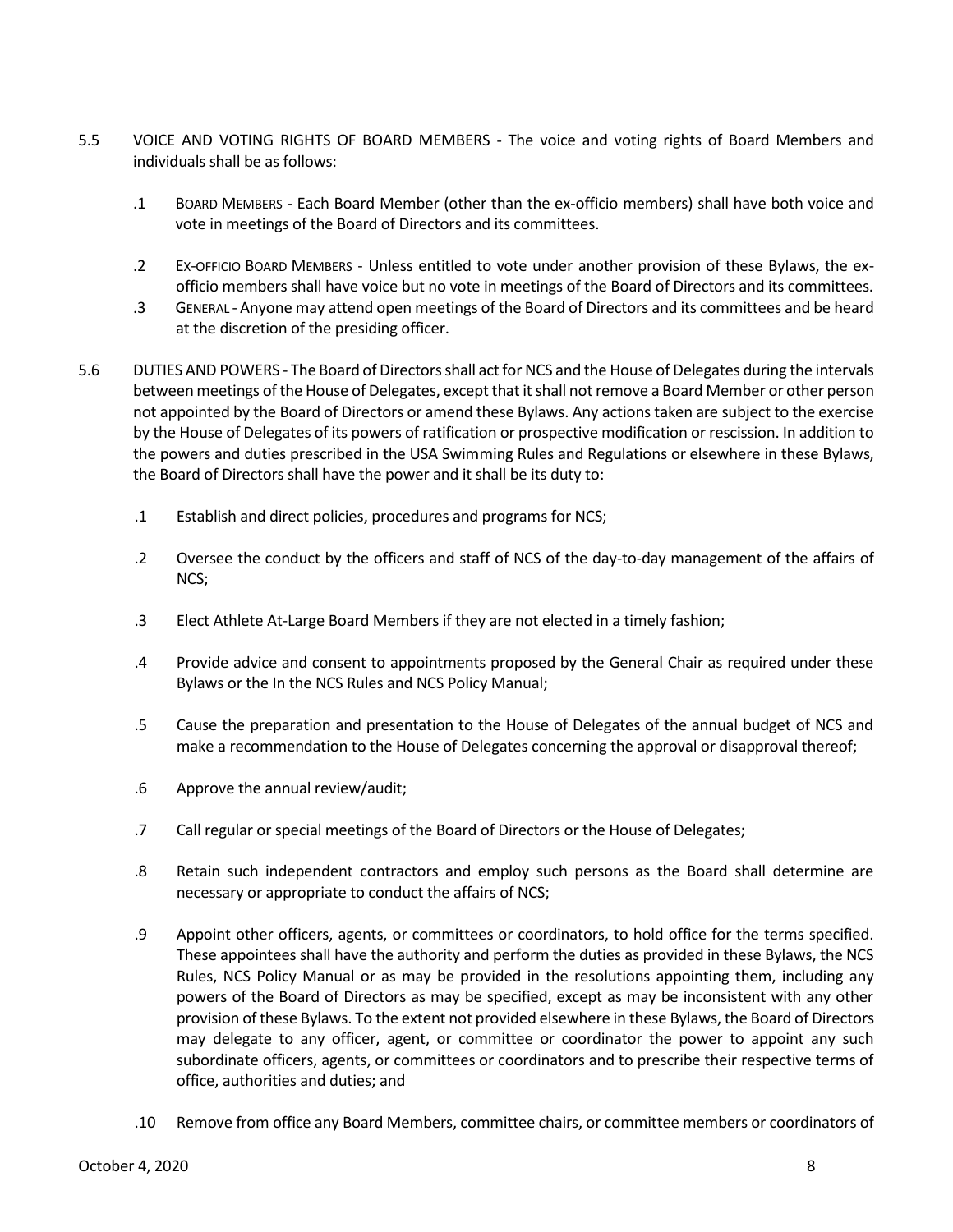5.5 VOICE AND VOTING RIGHTS OF BOARD MEMBERS - The voice and voting rights of Board Members and individuals shall be as follows:

.1 BOARD MEMBERS - Each Board Member (other than the ex-officio members) shall have both voice and vote in meetings of the Board of Directors and its committees.

.2 EX-OFFICIO BOARD MEMBERS - Unless entitled to vote under another provision of these Bylaws, the ex-officio members shall have voice but no vote in meetings of the Board of Directors and its committees.

.3 GENERAL - Anyone may attend open meetings of the Board of Directors and its committees and be heard at the discretion of the presiding officer.

5.6 DUTIES AND POWERS - The Board of Directors shall act for NCS and the House of Delegates during the intervals between meetings of the House of Delegates, except that it shall not remove a Board Member or other person not appointed by the Board of Directors or amend these Bylaws. Any actions taken are subject to the exercise by the House of Delegates of its powers of ratification or prospective modification or rescission. In addition to the powers and duties prescribed in the USA Swimming Rules and Regulations or elsewhere in these Bylaws, the Board of Directors shall have the power and it shall be its duty to:

.1 Establish and direct policies, procedures and programs for NCS;

.2 Oversee the conduct by the officers and staff of NCS of the day-to-day management of the affairs of NCS;

.3 Elect Athlete At-Large Board Members if they are not elected in a timely fashion;

.4 Provide advice and consent to appointments proposed by the General Chair as required under these Bylaws or the In the NCS Rules and NCS Policy Manual;

.5 Cause the preparation and presentation to the House of Delegates of the annual budget of NCS and make a recommendation to the House of Delegates concerning the approval or disapproval thereof;

.6 Approve the annual review/audit;

.7 Call regular or special meetings of the Board of Directors or the House of Delegates;

.8 Retain such independent contractors and employ such persons as the Board shall determine are necessary or appropriate to conduct the affairs of NCS;

.9 Appoint other officers, agents, or committees or coordinators, to hold office for the terms specified. These appointees shall have the authority and perform the duties as provided in these Bylaws, the NCS Rules, NCS Policy Manual or as may be provided in the resolutions appointing them, including any powers of the Board of Directors as may be specified, except as may be inconsistent with any other provision of these Bylaws. To the extent not provided elsewhere in these Bylaws, the Board of Directors may delegate to any officer, agent, or committee or coordinator the power to appoint any such subordinate officers, agents, or committees or coordinators and to prescribe their respective terms of office, authorities and duties; and

.10 Remove from office any Board Members, committee chairs, or committee members or coordinators of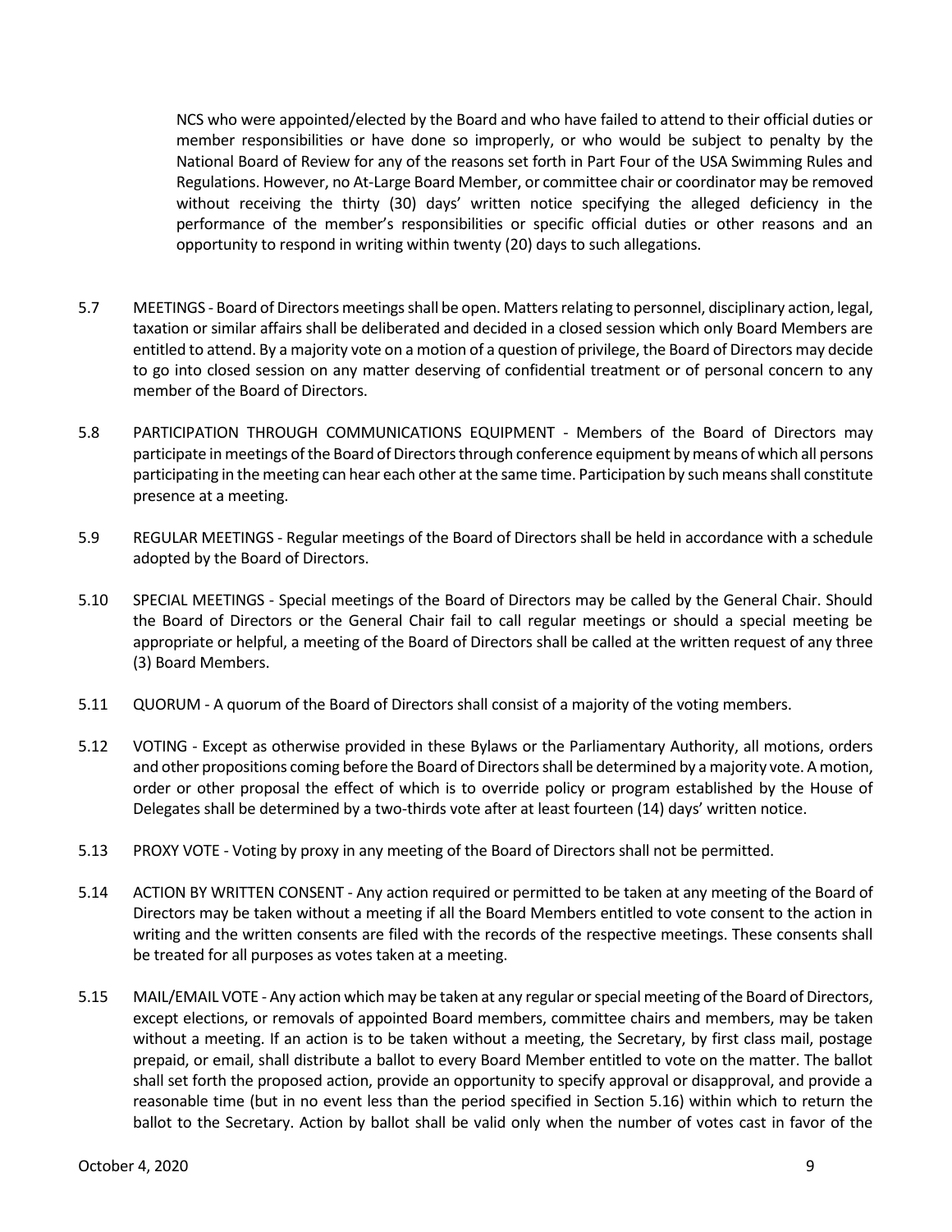NCS who were appointed/elected by the Board and who have failed to attend to their official duties or member responsibilities or have done so improperly, or who would be subject to penalty by the National Board of Review for any of the reasons set forth in Part Four of the USA Swimming Rules and Regulations. However, no At-Large Board Member, or committee chair or coordinator may be removed without receiving the thirty (30) days' written notice specifying the alleged deficiency in the performance of the member's responsibilities or specific official duties or other reasons and an opportunity to respond in writing within twenty (20) days to such allegations.

5.7 MEETINGS - Board of Directors meetings shall be open. Matters relating to personnel, disciplinary action, legal, taxation or similar affairs shall be deliberated and decided in a closed session which only Board Members are entitled to attend. By a majority vote on a motion of a question of privilege, the Board of Directors may decide to go into closed session on any matter deserving of confidential treatment or of personal concern to any member of the Board of Directors.

5.8 PARTICIPATION THROUGH COMMUNICATIONS EQUIPMENT - Members of the Board of Directors may participate in meetings of the Board of Directors through conference equipment by means of which all persons participating in the meeting can hear each other at the same time. Participation by such means shall constitute presence at a meeting.

5.9 REGULAR MEETINGS - Regular meetings of the Board of Directors shall be held in accordance with a schedule adopted by the Board of Directors.

5.10 SPECIAL MEETINGS - Special meetings of the Board of Directors may be called by the General Chair. Should the Board of Directors or the General Chair fail to call regular meetings or should a special meeting be appropriate or helpful, a meeting of the Board of Directors shall be called at the written request of any three (3) Board Members.

5.11 QUORUM - A quorum of the Board of Directors shall consist of a majority of the voting members.

5.12 VOTING - Except as otherwise provided in these Bylaws or the Parliamentary Authority, all motions, orders and other propositions coming before the Board of Directors shall be determined by a majority vote. A motion, order or other proposal the effect of which is to override policy or program established by the House of Delegates shall be determined by a two-thirds vote after at least fourteen (14) days' written notice.

5.13 PROXY VOTE - Voting by proxy in any meeting of the Board of Directors shall not be permitted.

5.14 ACTION BY WRITTEN CONSENT - Any action required or permitted to be taken at any meeting of the Board of Directors may be taken without a meeting if all the Board Members entitled to vote consent to the action in writing and the written consents are filed with the records of the respective meetings. These consents shall be treated for all purposes as votes taken at a meeting.

5.15 MAIL/EMAIL VOTE - Any action which may be taken at any regular or special meeting of the Board of Directors, except elections, or removals of appointed Board members, committee chairs and members, may be taken without a meeting. If an action is to be taken without a meeting, the Secretary, by first class mail, postage prepaid, or email, shall distribute a ballot to every Board Member entitled to vote on the matter. The ballot shall set forth the proposed action, provide an opportunity to specify approval or disapproval, and provide a reasonable time (but in no event less than the period specified in Section 5.16) within which to return the ballot to the Secretary. Action by ballot shall be valid only when the number of votes cast in favor of the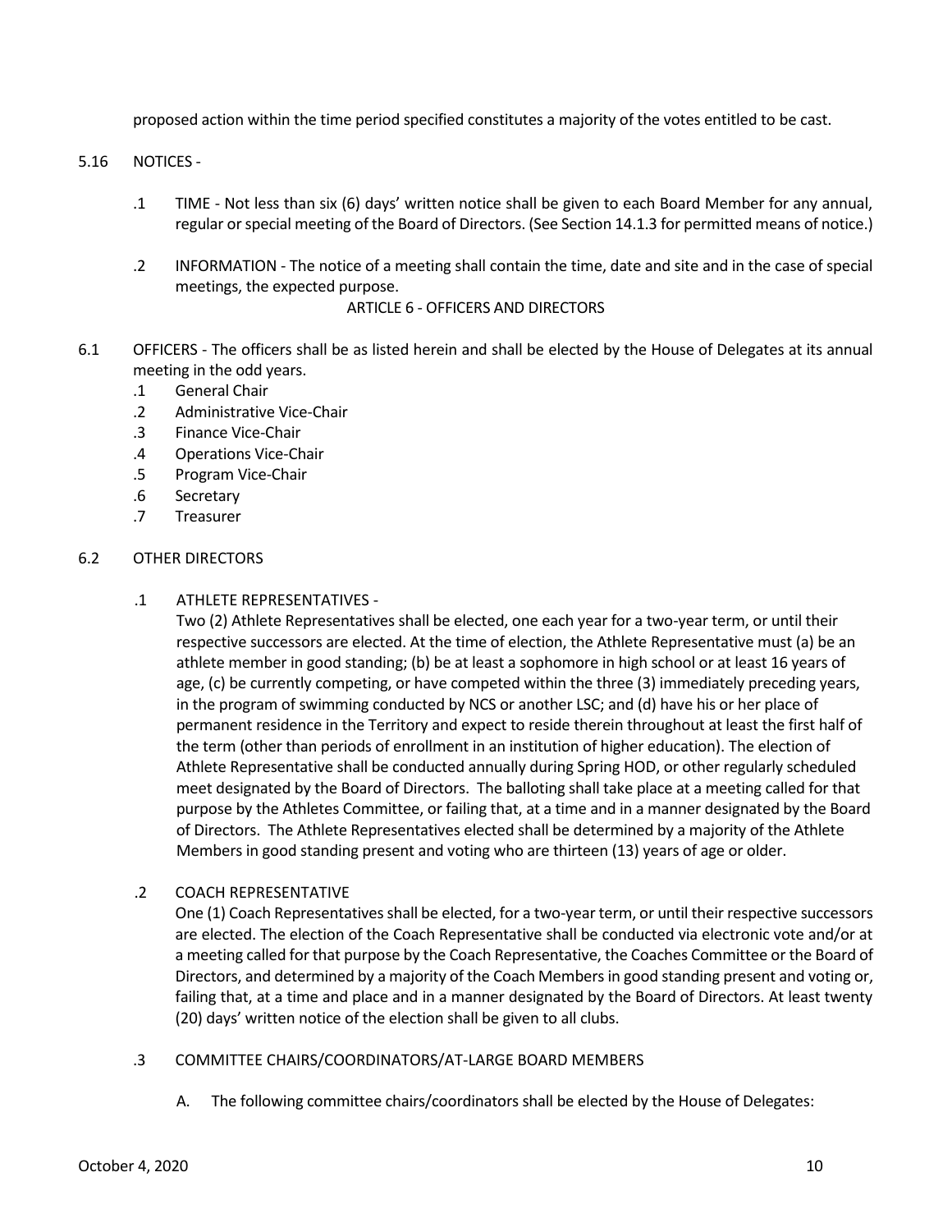proposed action within the time period specified constitutes a majority of the votes entitled to be cast.

5.16 NOTICES -

.1 TIME - Not less than six (6) days' written notice shall be given to each Board Member for any annual, regular or special meeting of the Board of Directors. (See Section 14.1.3 for permitted means of notice.)

.2 INFORMATION - The notice of a meeting shall contain the time, date and site and in the case of special meetings, the expected purpose.

## ARTICLE 6 - OFFICERS AND DIRECTORS

6.1 OFFICERS - The officers shall be as listed herein and shall be elected by the House of Delegates at its annual meeting in the odd years.

.1 General Chair
.2 Administrative Vice-Chair
.3 Finance Vice-Chair
.4 Operations Vice-Chair
.5 Program Vice-Chair
.6 Secretary
.7 Treasurer

6.2 OTHER DIRECTORS

.1 ATHLETE REPRESENTATIVES -
Two (2) Athlete Representatives shall be elected, one each year for a two-year term, or until their respective successors are elected. At the time of election, the Athlete Representative must (a) be an athlete member in good standing; (b) be at least a sophomore in high school or at least 16 years of age, (c) be currently competing, or have competed within the three (3) immediately preceding years, in the program of swimming conducted by NCS or another LSC; and (d) have his or her place of permanent residence in the Territory and expect to reside therein throughout at least the first half of the term (other than periods of enrollment in an institution of higher education). The election of Athlete Representative shall be conducted annually during Spring HOD, or other regularly scheduled meet designated by the Board of Directors. The balloting shall take place at a meeting called for that purpose by the Athletes Committee, or failing that, at a time and in a manner designated by the Board of Directors. The Athlete Representatives elected shall be determined by a majority of the Athlete Members in good standing present and voting who are thirteen (13) years of age or older.

.2 COACH REPRESENTATIVE
One (1) Coach Representatives shall be elected, for a two-year term, or until their respective successors are elected. The election of the Coach Representative shall be conducted via electronic vote and/or at a meeting called for that purpose by the Coach Representative, the Coaches Committee or the Board of Directors, and determined by a majority of the Coach Members in good standing present and voting or, failing that, at a time and place and in a manner designated by the Board of Directors. At least twenty (20) days' written notice of the election shall be given to all clubs.

.3 COMMITTEE CHAIRS/COORDINATORS/AT-LARGE BOARD MEMBERS

A. The following committee chairs/coordinators shall be elected by the House of Delegates: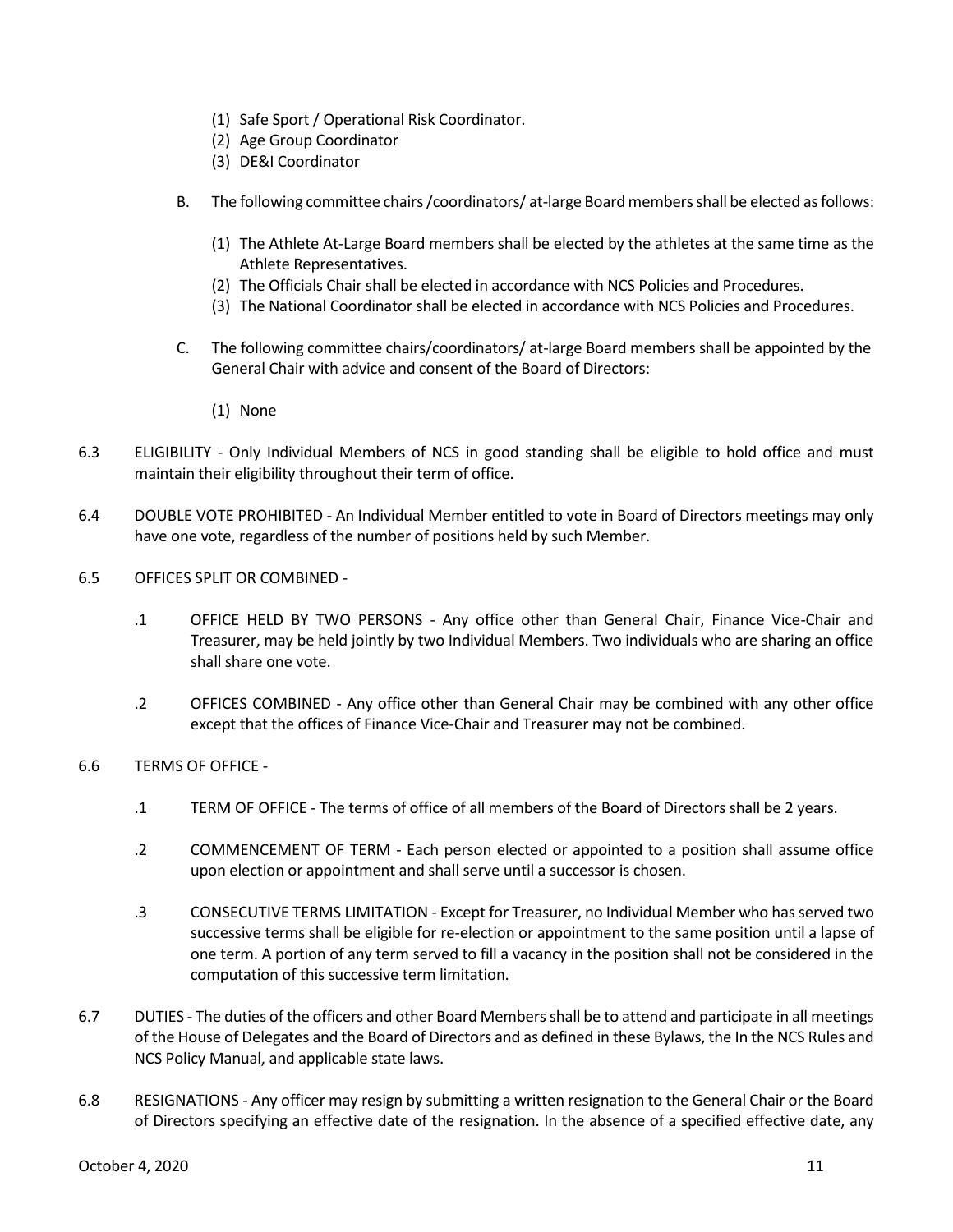(1) Safe Sport / Operational Risk Coordinator.
(2) Age Group Coordinator
(3) DE&I Coordinator

B. The following committee chairs /coordinators/ at-large Board members shall be elected as follows:

(1) The Athlete At-Large Board members shall be elected by the athletes at the same time as the Athlete Representatives.
(2) The Officials Chair shall be elected in accordance with NCS Policies and Procedures.
(3) The National Coordinator shall be elected in accordance with NCS Policies and Procedures.

C. The following committee chairs/coordinators/ at-large Board members shall be appointed by the General Chair with advice and consent of the Board of Directors:

(1) None

6.3 ELIGIBILITY - Only Individual Members of NCS in good standing shall be eligible to hold office and must maintain their eligibility throughout their term of office.

6.4 DOUBLE VOTE PROHIBITED - An Individual Member entitled to vote in Board of Directors meetings may only have one vote, regardless of the number of positions held by such Member.

6.5 OFFICES SPLIT OR COMBINED -

.1 OFFICE HELD BY TWO PERSONS - Any office other than General Chair, Finance Vice-Chair and Treasurer, may be held jointly by two Individual Members. Two individuals who are sharing an office shall share one vote.

.2 OFFICES COMBINED - Any office other than General Chair may be combined with any other office except that the offices of Finance Vice-Chair and Treasurer may not be combined.

6.6 TERMS OF OFFICE -

.1 TERM OF OFFICE - The terms of office of all members of the Board of Directors shall be 2 years.

.2 COMMENCEMENT OF TERM - Each person elected or appointed to a position shall assume office upon election or appointment and shall serve until a successor is chosen.

.3 CONSECUTIVE TERMS LIMITATION - Except for Treasurer, no Individual Member who has served two successive terms shall be eligible for re-election or appointment to the same position until a lapse of one term. A portion of any term served to fill a vacancy in the position shall not be considered in the computation of this successive term limitation.

6.7 DUTIES - The duties of the officers and other Board Members shall be to attend and participate in all meetings of the House of Delegates and the Board of Directors and as defined in these Bylaws, the In the NCS Rules and NCS Policy Manual, and applicable state laws.

6.8 RESIGNATIONS - Any officer may resign by submitting a written resignation to the General Chair or the Board of Directors specifying an effective date of the resignation. In the absence of a specified effective date, any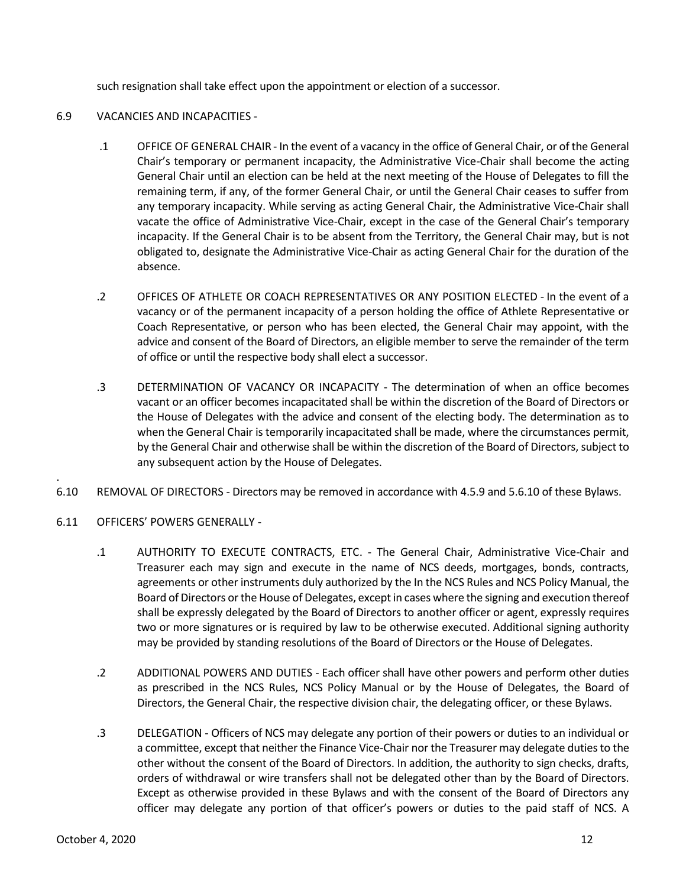such resignation shall take effect upon the appointment or election of a successor.

6.9 VACANCIES AND INCAPACITIES -

.1 OFFICE OF GENERAL CHAIR - In the event of a vacancy in the office of General Chair, or of the General Chair's temporary or permanent incapacity, the Administrative Vice-Chair shall become the acting General Chair until an election can be held at the next meeting of the House of Delegates to fill the remaining term, if any, of the former General Chair, or until the General Chair ceases to suffer from any temporary incapacity. While serving as acting General Chair, the Administrative Vice-Chair shall vacate the office of Administrative Vice-Chair, except in the case of the General Chair's temporary incapacity. If the General Chair is to be absent from the Territory, the General Chair may, but is not obligated to, designate the Administrative Vice-Chair as acting General Chair for the duration of the absence.

.2 OFFICES OF ATHLETE OR COACH REPRESENTATIVES OR ANY POSITION ELECTED - In the event of a vacancy or of the permanent incapacity of a person holding the office of Athlete Representative or Coach Representative, or person who has been elected, the General Chair may appoint, with the advice and consent of the Board of Directors, an eligible member to serve the remainder of the term of office or until the respective body shall elect a successor.

.3 DETERMINATION OF VACANCY OR INCAPACITY - The determination of when an office becomes vacant or an officer becomes incapacitated shall be within the discretion of the Board of Directors or the House of Delegates with the advice and consent of the electing body. The determination as to when the General Chair is temporarily incapacitated shall be made, where the circumstances permit, by the General Chair and otherwise shall be within the discretion of the Board of Directors, subject to any subsequent action by the House of Delegates.

6.10 REMOVAL OF DIRECTORS - Directors may be removed in accordance with 4.5.9 and 5.6.10 of these Bylaws.

6.11 OFFICERS' POWERS GENERALLY -

.1 AUTHORITY TO EXECUTE CONTRACTS, ETC. - The General Chair, Administrative Vice-Chair and Treasurer each may sign and execute in the name of NCS deeds, mortgages, bonds, contracts, agreements or other instruments duly authorized by the In the NCS Rules and NCS Policy Manual, the Board of Directors or the House of Delegates, except in cases where the signing and execution thereof shall be expressly delegated by the Board of Directors to another officer or agent, expressly requires two or more signatures or is required by law to be otherwise executed. Additional signing authority may be provided by standing resolutions of the Board of Directors or the House of Delegates.

.2 ADDITIONAL POWERS AND DUTIES - Each officer shall have other powers and perform other duties as prescribed in the NCS Rules, NCS Policy Manual or by the House of Delegates, the Board of Directors, the General Chair, the respective division chair, the delegating officer, or these Bylaws.

.3 DELEGATION - Officers of NCS may delegate any portion of their powers or duties to an individual or a committee, except that neither the Finance Vice-Chair nor the Treasurer may delegate duties to the other without the consent of the Board of Directors. In addition, the authority to sign checks, drafts, orders of withdrawal or wire transfers shall not be delegated other than by the Board of Directors. Except as otherwise provided in these Bylaws and with the consent of the Board of Directors any officer may delegate any portion of that officer's powers or duties to the paid staff of NCS. A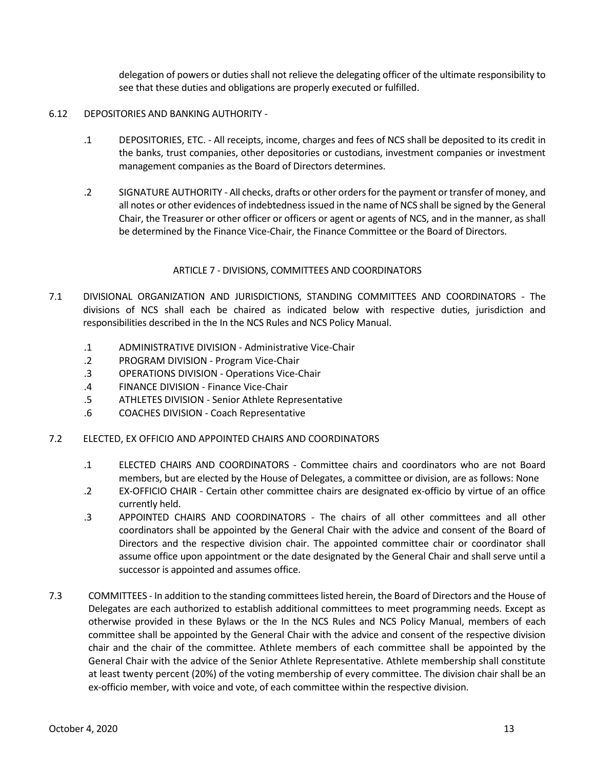delegation of powers or duties shall not relieve the delegating officer of the ultimate responsibility to see that these duties and obligations are properly executed or fulfilled.

6.12 DEPOSITORIES AND BANKING AUTHORITY -

.1 DEPOSITORIES, ETC. - All receipts, income, charges and fees of NCS shall be deposited to its credit in the banks, trust companies, other depositories or custodians, investment companies or investment management companies as the Board of Directors determines.

.2 SIGNATURE AUTHORITY - All checks, drafts or other orders for the payment or transfer of money, and all notes or other evidences of indebtedness issued in the name of NCS shall be signed by the General Chair, the Treasurer or other officer or officers or agent or agents of NCS, and in the manner, as shall be determined by the Finance Vice-Chair, the Finance Committee or the Board of Directors.

## ARTICLE 7 - DIVISIONS, COMMITTEES AND COORDINATORS

7.1 DIVISIONAL ORGANIZATION AND JURISDICTIONS, STANDING COMMITTEES AND COORDINATORS - The divisions of NCS shall each be chaired as indicated below with respective duties, jurisdiction and responsibilities described in the In the NCS Rules and NCS Policy Manual.

.1 ADMINISTRATIVE DIVISION - Administrative Vice-Chair
.2 PROGRAM DIVISION - Program Vice-Chair
.3 OPERATIONS DIVISION - Operations Vice-Chair
.4 FINANCE DIVISION - Finance Vice-Chair
.5 ATHLETES DIVISION - Senior Athlete Representative
.6 COACHES DIVISION - Coach Representative

7.2 ELECTED, EX OFFICIO AND APPOINTED CHAIRS AND COORDINATORS

.1 ELECTED CHAIRS AND COORDINATORS - Committee chairs and coordinators who are not Board members, but are elected by the House of Delegates, a committee or division, are as follows: None

.2 EX-OFFICIO CHAIR - Certain other committee chairs are designated ex-officio by virtue of an office currently held.

.3 APPOINTED CHAIRS AND COORDINATORS - The chairs of all other committees and all other coordinators shall be appointed by the General Chair with the advice and consent of the Board of Directors and the respective division chair. The appointed committee chair or coordinator shall assume office upon appointment or the date designated by the General Chair and shall serve until a successor is appointed and assumes office.

7.3 COMMITTEES - In addition to the standing committees listed herein, the Board of Directors and the House of Delegates are each authorized to establish additional committees to meet programming needs. Except as otherwise provided in these Bylaws or the In the NCS Rules and NCS Policy Manual, members of each committee shall be appointed by the General Chair with the advice and consent of the respective division chair and the chair of the committee. Athlete members of each committee shall be appointed by the General Chair with the advice of the Senior Athlete Representative. Athlete membership shall constitute at least twenty percent (20%) of the voting membership of every committee. The division chair shall be an ex-officio member, with voice and vote, of each committee within the respective division.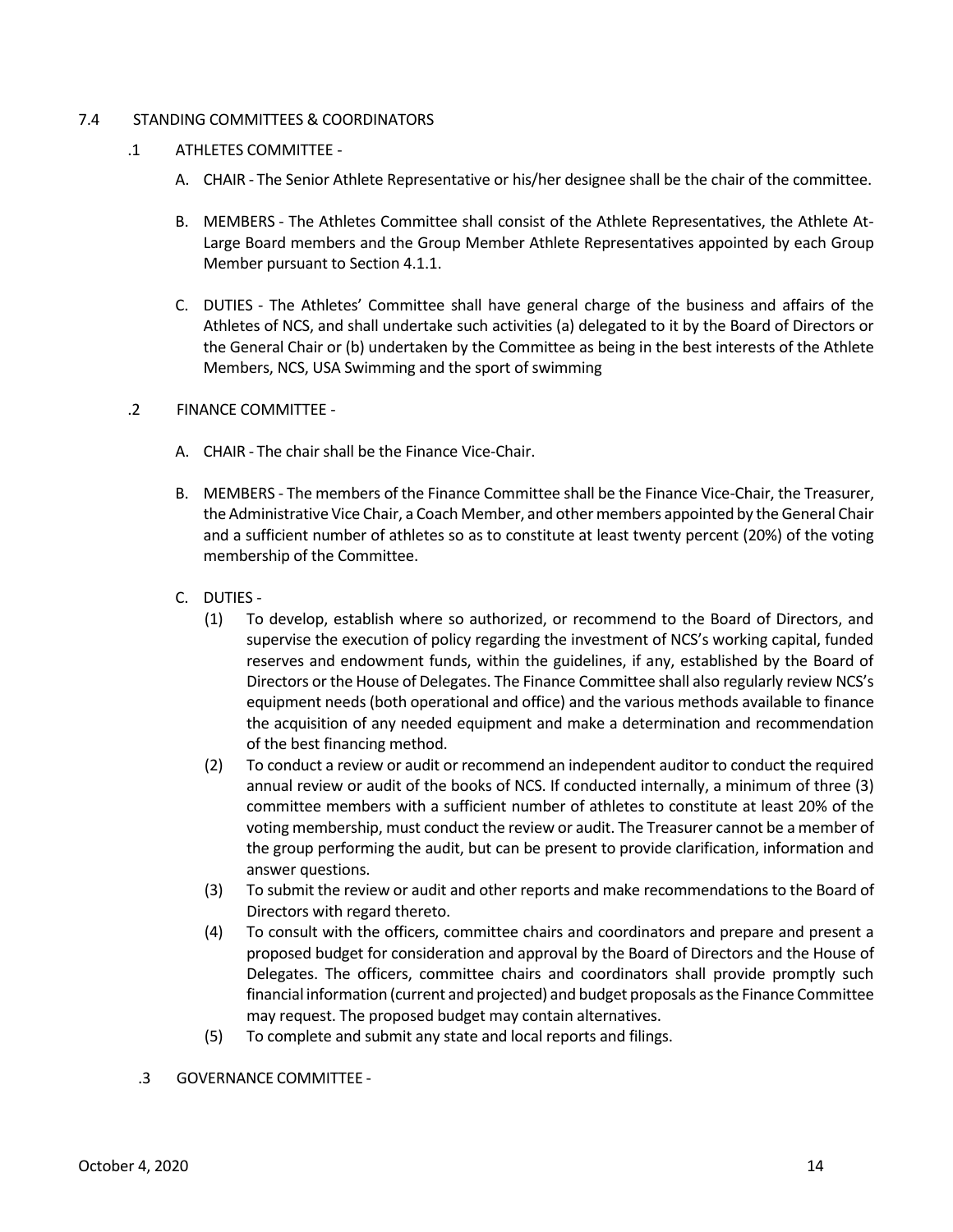## 7.4 STANDING COMMITTEES & COORDINATORS

### .1 ATHLETES COMMITTEE -

A. CHAIR - The Senior Athlete Representative or his/her designee shall be the chair of the committee.

B. MEMBERS - The Athletes Committee shall consist of the Athlete Representatives, the Athlete At-Large Board members and the Group Member Athlete Representatives appointed by each Group Member pursuant to Section 4.1.1.

C. DUTIES - The Athletes' Committee shall have general charge of the business and affairs of the Athletes of NCS, and shall undertake such activities (a) delegated to it by the Board of Directors or the General Chair or (b) undertaken by the Committee as being in the best interests of the Athlete Members, NCS, USA Swimming and the sport of swimming

### .2 FINANCE COMMITTEE -

A. CHAIR - The chair shall be the Finance Vice-Chair.

B. MEMBERS - The members of the Finance Committee shall be the Finance Vice-Chair, the Treasurer, the Administrative Vice Chair, a Coach Member, and other members appointed by the General Chair and a sufficient number of athletes so as to constitute at least twenty percent (20%) of the voting membership of the Committee.

C. DUTIES -

(1) To develop, establish where so authorized, or recommend to the Board of Directors, and supervise the execution of policy regarding the investment of NCS's working capital, funded reserves and endowment funds, within the guidelines, if any, established by the Board of Directors or the House of Delegates. The Finance Committee shall also regularly review NCS's equipment needs (both operational and office) and the various methods available to finance the acquisition of any needed equipment and make a determination and recommendation of the best financing method.

(2) To conduct a review or audit or recommend an independent auditor to conduct the required annual review or audit of the books of NCS. If conducted internally, a minimum of three (3) committee members with a sufficient number of athletes to constitute at least 20% of the voting membership, must conduct the review or audit. The Treasurer cannot be a member of the group performing the audit, but can be present to provide clarification, information and answer questions.

(3) To submit the review or audit and other reports and make recommendations to the Board of Directors with regard thereto.

(4) To consult with the officers, committee chairs and coordinators and prepare and present a proposed budget for consideration and approval by the Board of Directors and the House of Delegates. The officers, committee chairs and coordinators shall provide promptly such financial information (current and projected) and budget proposals as the Finance Committee may request. The proposed budget may contain alternatives.

(5) To complete and submit any state and local reports and filings.

### .3 GOVERNANCE COMMITTEE -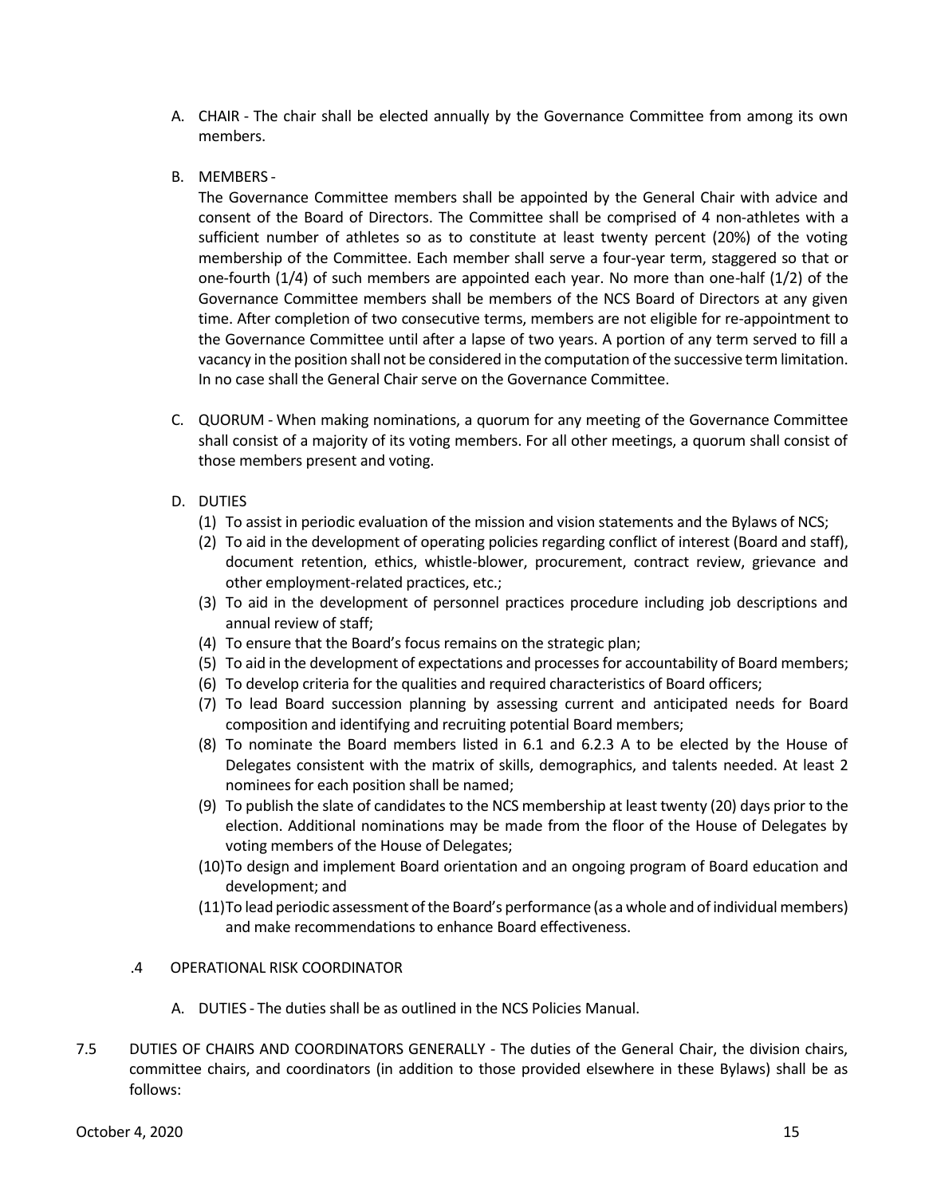A. CHAIR - The chair shall be elected annually by the Governance Committee from among its own members.

B. MEMBERS -

The Governance Committee members shall be appointed by the General Chair with advice and consent of the Board of Directors. The Committee shall be comprised of 4 non-athletes with a sufficient number of athletes so as to constitute at least twenty percent (20%) of the voting membership of the Committee. Each member shall serve a four-year term, staggered so that or one-fourth (1/4) of such members are appointed each year. No more than one-half (1/2) of the Governance Committee members shall be members of the NCS Board of Directors at any given time. After completion of two consecutive terms, members are not eligible for re-appointment to the Governance Committee until after a lapse of two years. A portion of any term served to fill a vacancy in the position shall not be considered in the computation of the successive term limitation. In no case shall the General Chair serve on the Governance Committee.

C. QUORUM - When making nominations, a quorum for any meeting of the Governance Committee shall consist of a majority of its voting members. For all other meetings, a quorum shall consist of those members present and voting.

D. DUTIES

(1) To assist in periodic evaluation of the mission and vision statements and the Bylaws of NCS;
(2) To aid in the development of operating policies regarding conflict of interest (Board and staff), document retention, ethics, whistle-blower, procurement, contract review, grievance and other employment-related practices, etc.;
(3) To aid in the development of personnel practices procedure including job descriptions and annual review of staff;
(4) To ensure that the Board's focus remains on the strategic plan;
(5) To aid in the development of expectations and processes for accountability of Board members;
(6) To develop criteria for the qualities and required characteristics of Board officers;
(7) To lead Board succession planning by assessing current and anticipated needs for Board composition and identifying and recruiting potential Board members;
(8) To nominate the Board members listed in 6.1 and 6.2.3 A to be elected by the House of Delegates consistent with the matrix of skills, demographics, and talents needed. At least 2 nominees for each position shall be named;
(9) To publish the slate of candidates to the NCS membership at least twenty (20) days prior to the election. Additional nominations may be made from the floor of the House of Delegates by voting members of the House of Delegates;
(10) To design and implement Board orientation and an ongoing program of Board education and development; and
(11) To lead periodic assessment of the Board's performance (as a whole and of individual members) and make recommendations to enhance Board effectiveness.

.4 OPERATIONAL RISK COORDINATOR

A. DUTIES - The duties shall be as outlined in the NCS Policies Manual.

7.5 DUTIES OF CHAIRS AND COORDINATORS GENERALLY - The duties of the General Chair, the division chairs, committee chairs, and coordinators (in addition to those provided elsewhere in these Bylaws) shall be as follows: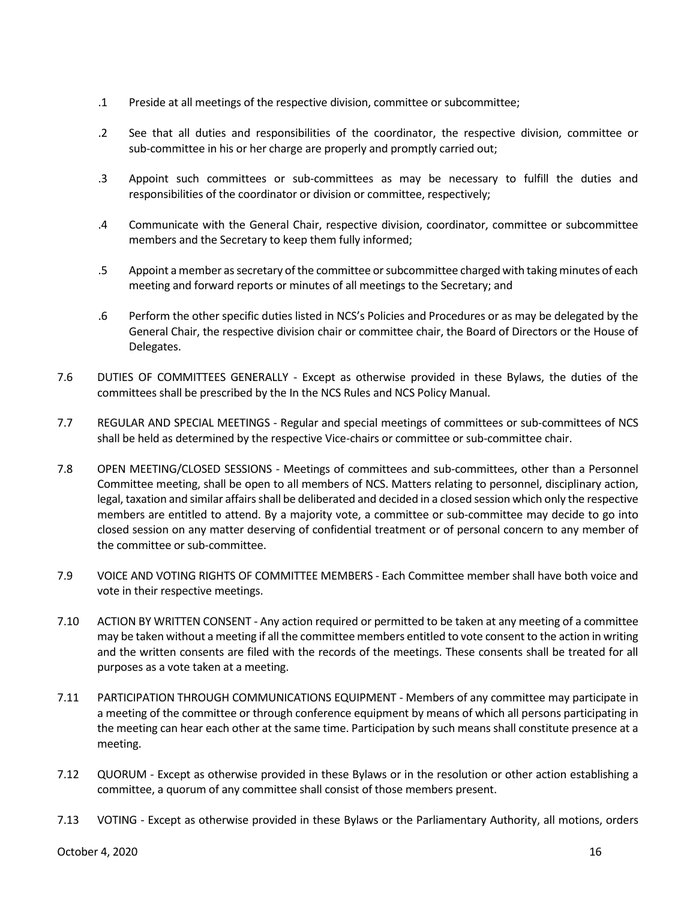.1 Preside at all meetings of the respective division, committee or subcommittee;

.2 See that all duties and responsibilities of the coordinator, the respective division, committee or sub-committee in his or her charge are properly and promptly carried out;

.3 Appoint such committees or sub-committees as may be necessary to fulfill the duties and responsibilities of the coordinator or division or committee, respectively;

.4 Communicate with the General Chair, respective division, coordinator, committee or subcommittee members and the Secretary to keep them fully informed;

.5 Appoint a member as secretary of the committee or subcommittee charged with taking minutes of each meeting and forward reports or minutes of all meetings to the Secretary; and

.6 Perform the other specific duties listed in NCS's Policies and Procedures or as may be delegated by the General Chair, the respective division chair or committee chair, the Board of Directors or the House of Delegates.

7.6 DUTIES OF COMMITTEES GENERALLY - Except as otherwise provided in these Bylaws, the duties of the committees shall be prescribed by the In the NCS Rules and NCS Policy Manual.

7.7 REGULAR AND SPECIAL MEETINGS - Regular and special meetings of committees or sub-committees of NCS shall be held as determined by the respective Vice-chairs or committee or sub-committee chair.

7.8 OPEN MEETING/CLOSED SESSIONS - Meetings of committees and sub-committees, other than a Personnel Committee meeting, shall be open to all members of NCS. Matters relating to personnel, disciplinary action, legal, taxation and similar affairs shall be deliberated and decided in a closed session which only the respective members are entitled to attend. By a majority vote, a committee or sub-committee may decide to go into closed session on any matter deserving of confidential treatment or of personal concern to any member of the committee or sub-committee.

7.9 VOICE AND VOTING RIGHTS OF COMMITTEE MEMBERS - Each Committee member shall have both voice and vote in their respective meetings.

7.10 ACTION BY WRITTEN CONSENT - Any action required or permitted to be taken at any meeting of a committee may be taken without a meeting if all the committee members entitled to vote consent to the action in writing and the written consents are filed with the records of the meetings. These consents shall be treated for all purposes as a vote taken at a meeting.

7.11 PARTICIPATION THROUGH COMMUNICATIONS EQUIPMENT - Members of any committee may participate in a meeting of the committee or through conference equipment by means of which all persons participating in the meeting can hear each other at the same time. Participation by such means shall constitute presence at a meeting.

7.12 QUORUM - Except as otherwise provided in these Bylaws or in the resolution or other action establishing a committee, a quorum of any committee shall consist of those members present.

7.13 VOTING - Except as otherwise provided in these Bylaws or the Parliamentary Authority, all motions, orders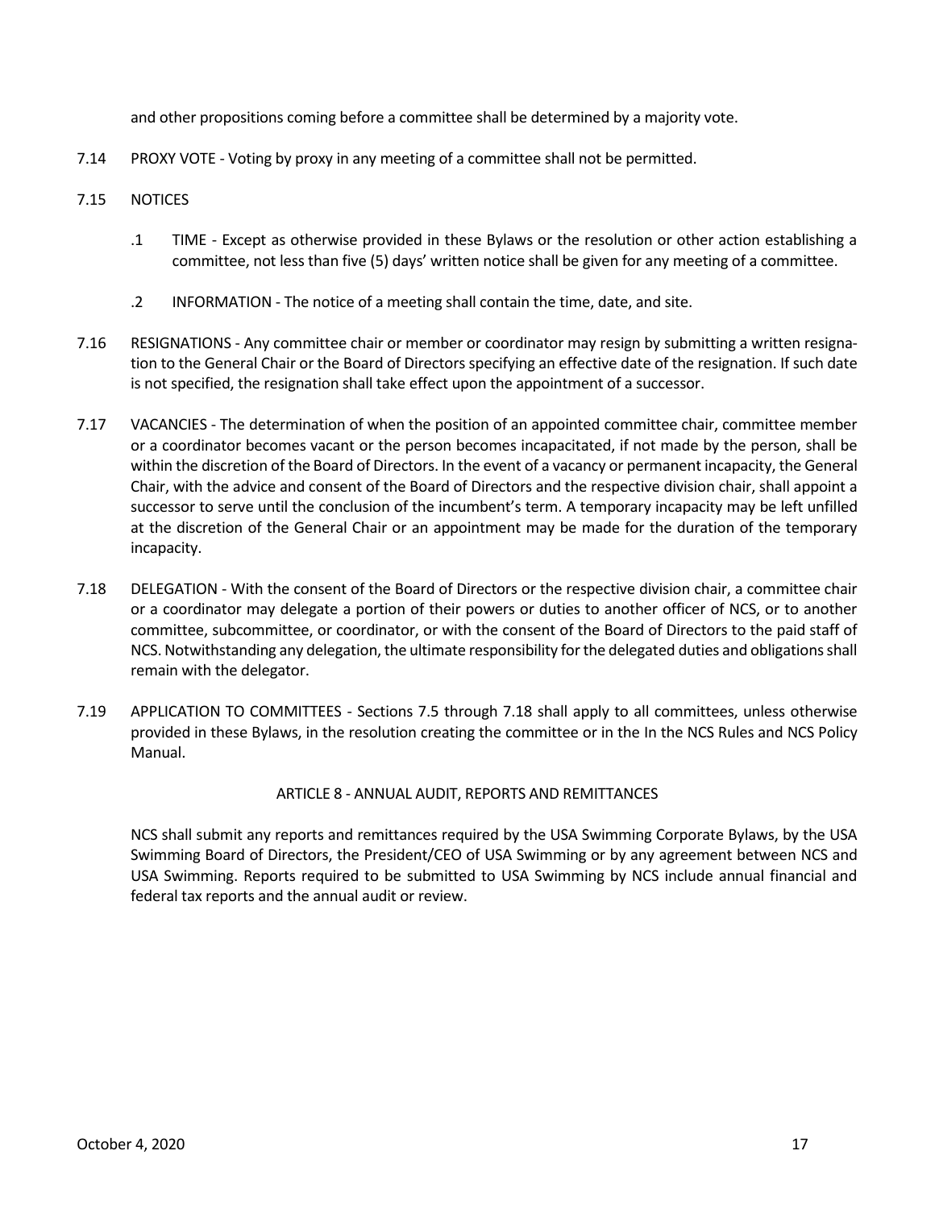and other propositions coming before a committee shall be determined by a majority vote.

7.14 PROXY VOTE - Voting by proxy in any meeting of a committee shall not be permitted.

7.15 NOTICES

.1 TIME - Except as otherwise provided in these Bylaws or the resolution or other action establishing a committee, not less than five (5) days' written notice shall be given for any meeting of a committee.

.2 INFORMATION - The notice of a meeting shall contain the time, date, and site.

7.16 RESIGNATIONS - Any committee chair or member or coordinator may resign by submitting a written resignation to the General Chair or the Board of Directors specifying an effective date of the resignation. If such date is not specified, the resignation shall take effect upon the appointment of a successor.

7.17 VACANCIES - The determination of when the position of an appointed committee chair, committee member or a coordinator becomes vacant or the person becomes incapacitated, if not made by the person, shall be within the discretion of the Board of Directors. In the event of a vacancy or permanent incapacity, the General Chair, with the advice and consent of the Board of Directors and the respective division chair, shall appoint a successor to serve until the conclusion of the incumbent's term. A temporary incapacity may be left unfilled at the discretion of the General Chair or an appointment may be made for the duration of the temporary incapacity.

7.18 DELEGATION - With the consent of the Board of Directors or the respective division chair, a committee chair or a coordinator may delegate a portion of their powers or duties to another officer of NCS, or to another committee, subcommittee, or coordinator, or with the consent of the Board of Directors to the paid staff of NCS. Notwithstanding any delegation, the ultimate responsibility for the delegated duties and obligations shall remain with the delegator.

7.19 APPLICATION TO COMMITTEES - Sections 7.5 through 7.18 shall apply to all committees, unless otherwise provided in these Bylaws, in the resolution creating the committee or in the In the NCS Rules and NCS Policy Manual.

## ARTICLE 8 - ANNUAL AUDIT, REPORTS AND REMITTANCES

NCS shall submit any reports and remittances required by the USA Swimming Corporate Bylaws, by the USA Swimming Board of Directors, the President/CEO of USA Swimming or by any agreement between NCS and USA Swimming. Reports required to be submitted to USA Swimming by NCS include annual financial and federal tax reports and the annual audit or review.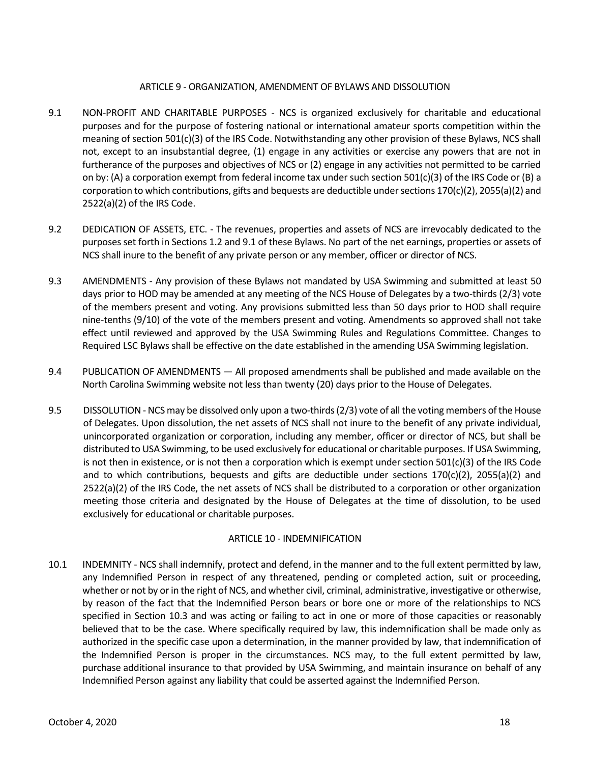## ARTICLE 9 - ORGANIZATION, AMENDMENT OF BYLAWS AND DISSOLUTION

9.1 NON-PROFIT AND CHARITABLE PURPOSES - NCS is organized exclusively for charitable and educational purposes and for the purpose of fostering national or international amateur sports competition within the meaning of section 501(c)(3) of the IRS Code. Notwithstanding any other provision of these Bylaws, NCS shall not, except to an insubstantial degree, (1) engage in any activities or exercise any powers that are not in furtherance of the purposes and objectives of NCS or (2) engage in any activities not permitted to be carried on by: (A) a corporation exempt from federal income tax under such section 501(c)(3) of the IRS Code or (B) a corporation to which contributions, gifts and bequests are deductible under sections 170(c)(2), 2055(a)(2) and 2522(a)(2) of the IRS Code.

9.2 DEDICATION OF ASSETS, ETC. - The revenues, properties and assets of NCS are irrevocably dedicated to the purposes set forth in Sections 1.2 and 9.1 of these Bylaws. No part of the net earnings, properties or assets of NCS shall inure to the benefit of any private person or any member, officer or director of NCS.

9.3 AMENDMENTS - Any provision of these Bylaws not mandated by USA Swimming and submitted at least 50 days prior to HOD may be amended at any meeting of the NCS House of Delegates by a two-thirds (2/3) vote of the members present and voting. Any provisions submitted less than 50 days prior to HOD shall require nine-tenths (9/10) of the vote of the members present and voting. Amendments so approved shall not take effect until reviewed and approved by the USA Swimming Rules and Regulations Committee. Changes to Required LSC Bylaws shall be effective on the date established in the amending USA Swimming legislation.

9.4 PUBLICATION OF AMENDMENTS — All proposed amendments shall be published and made available on the North Carolina Swimming website not less than twenty (20) days prior to the House of Delegates.

9.5 DISSOLUTION - NCS may be dissolved only upon a two-thirds (2/3) vote of all the voting members of the House of Delegates. Upon dissolution, the net assets of NCS shall not inure to the benefit of any private individual, unincorporated organization or corporation, including any member, officer or director of NCS, but shall be distributed to USA Swimming, to be used exclusively for educational or charitable purposes. If USA Swimming, is not then in existence, or is not then a corporation which is exempt under section 501(c)(3) of the IRS Code and to which contributions, bequests and gifts are deductible under sections 170(c)(2), 2055(a)(2) and 2522(a)(2) of the IRS Code, the net assets of NCS shall be distributed to a corporation or other organization meeting those criteria and designated by the House of Delegates at the time of dissolution, to be used exclusively for educational or charitable purposes.

## ARTICLE 10 - INDEMNIFICATION

10.1 INDEMNITY - NCS shall indemnify, protect and defend, in the manner and to the full extent permitted by law, any Indemnified Person in respect of any threatened, pending or completed action, suit or proceeding, whether or not by or in the right of NCS, and whether civil, criminal, administrative, investigative or otherwise, by reason of the fact that the Indemnified Person bears or bore one or more of the relationships to NCS specified in Section 10.3 and was acting or failing to act in one or more of those capacities or reasonably believed that to be the case. Where specifically required by law, this indemnification shall be made only as authorized in the specific case upon a determination, in the manner provided by law, that indemnification of the Indemnified Person is proper in the circumstances. NCS may, to the full extent permitted by law, purchase additional insurance to that provided by USA Swimming, and maintain insurance on behalf of any Indemnified Person against any liability that could be asserted against the Indemnified Person.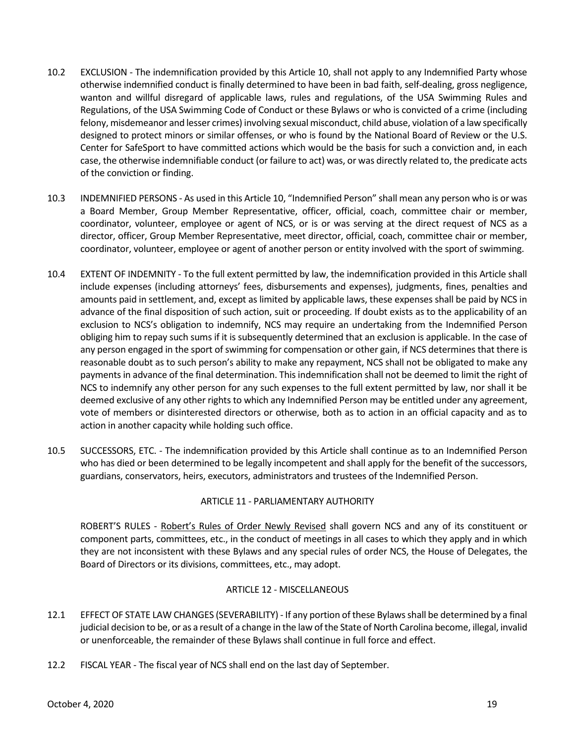10.2 EXCLUSION - The indemnification provided by this Article 10, shall not apply to any Indemnified Party whose otherwise indemnified conduct is finally determined to have been in bad faith, self-dealing, gross negligence, wanton and willful disregard of applicable laws, rules and regulations, of the USA Swimming Rules and Regulations, of the USA Swimming Code of Conduct or these Bylaws or who is convicted of a crime (including felony, misdemeanor and lesser crimes) involving sexual misconduct, child abuse, violation of a law specifically designed to protect minors or similar offenses, or who is found by the National Board of Review or the U.S. Center for SafeSport to have committed actions which would be the basis for such a conviction and, in each case, the otherwise indemnifiable conduct (or failure to act) was, or was directly related to, the predicate acts of the conviction or finding.

10.3 INDEMNIFIED PERSONS - As used in this Article 10, "Indemnified Person" shall mean any person who is or was a Board Member, Group Member Representative, officer, official, coach, committee chair or member, coordinator, volunteer, employee or agent of NCS, or is or was serving at the direct request of NCS as a director, officer, Group Member Representative, meet director, official, coach, committee chair or member, coordinator, volunteer, employee or agent of another person or entity involved with the sport of swimming.

10.4 EXTENT OF INDEMNITY - To the full extent permitted by law, the indemnification provided in this Article shall include expenses (including attorneys' fees, disbursements and expenses), judgments, fines, penalties and amounts paid in settlement, and, except as limited by applicable laws, these expenses shall be paid by NCS in advance of the final disposition of such action, suit or proceeding. If doubt exists as to the applicability of an exclusion to NCS's obligation to indemnify, NCS may require an undertaking from the Indemnified Person obliging him to repay such sums if it is subsequently determined that an exclusion is applicable. In the case of any person engaged in the sport of swimming for compensation or other gain, if NCS determines that there is reasonable doubt as to such person's ability to make any repayment, NCS shall not be obligated to make any payments in advance of the final determination. This indemnification shall not be deemed to limit the right of NCS to indemnify any other person for any such expenses to the full extent permitted by law, nor shall it be deemed exclusive of any other rights to which any Indemnified Person may be entitled under any agreement, vote of members or disinterested directors or otherwise, both as to action in an official capacity and as to action in another capacity while holding such office.

10.5 SUCCESSORS, ETC. - The indemnification provided by this Article shall continue as to an Indemnified Person who has died or been determined to be legally incompetent and shall apply for the benefit of the successors, guardians, conservators, heirs, executors, administrators and trustees of the Indemnified Person.

## ARTICLE 11 - PARLIAMENTARY AUTHORITY

ROBERT'S RULES - Robert's Rules of Order Newly Revised shall govern NCS and any of its constituent or component parts, committees, etc., in the conduct of meetings in all cases to which they apply and in which they are not inconsistent with these Bylaws and any special rules of order NCS, the House of Delegates, the Board of Directors or its divisions, committees, etc., may adopt.

## ARTICLE 12 - MISCELLANEOUS

12.1 EFFECT OF STATE LAW CHANGES (SEVERABILITY) - If any portion of these Bylaws shall be determined by a final judicial decision to be, or as a result of a change in the law of the State of North Carolina become, illegal, invalid or unenforceable, the remainder of these Bylaws shall continue in full force and effect.

12.2 FISCAL YEAR - The fiscal year of NCS shall end on the last day of September.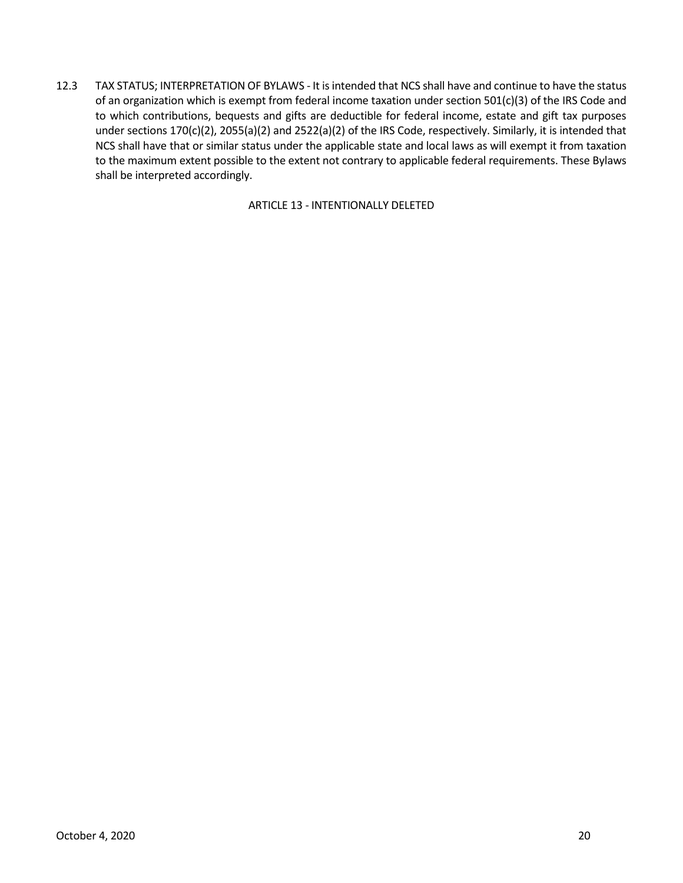12.3 TAX STATUS; INTERPRETATION OF BYLAWS - It is intended that NCS shall have and continue to have the status of an organization which is exempt from federal income taxation under section 501(c)(3) of the IRS Code and to which contributions, bequests and gifts are deductible for federal income, estate and gift tax purposes under sections 170(c)(2), 2055(a)(2) and 2522(a)(2) of the IRS Code, respectively. Similarly, it is intended that NCS shall have that or similar status under the applicable state and local laws as will exempt it from taxation to the maximum extent possible to the extent not contrary to applicable federal requirements. These Bylaws shall be interpreted accordingly.

## ARTICLE 13 - INTENTIONALLY DELETED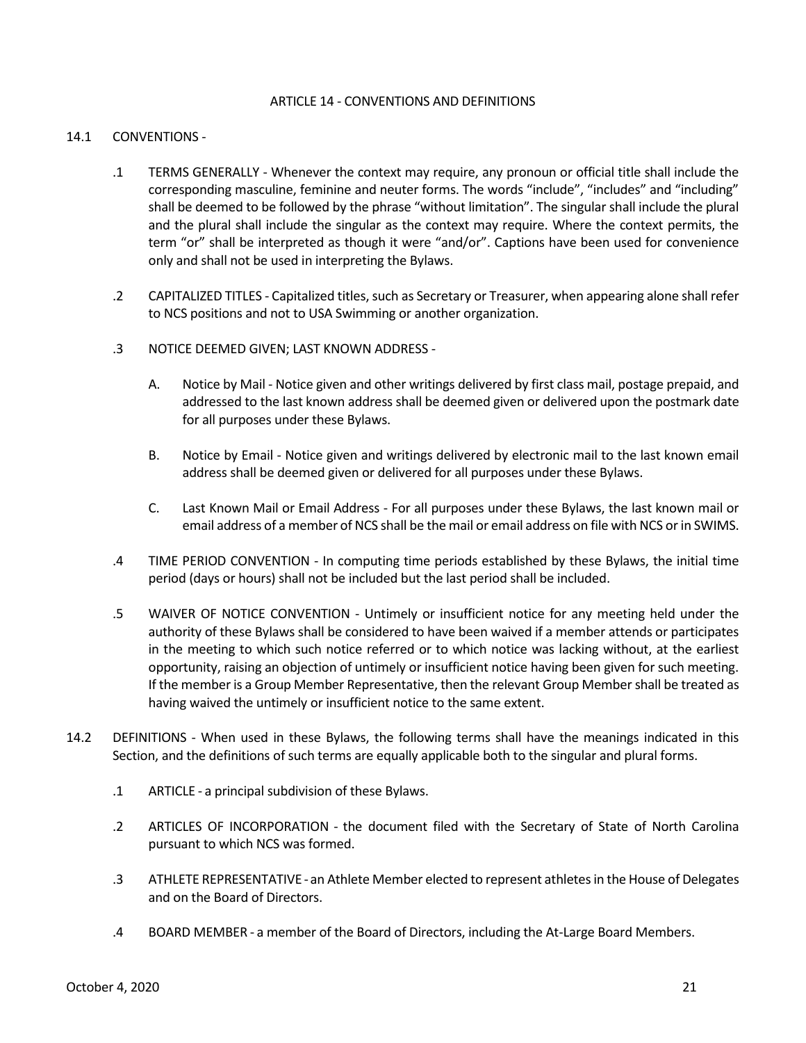## ARTICLE 14 - CONVENTIONS AND DEFINITIONS

### 14.1 CONVENTIONS -

.1 TERMS GENERALLY - Whenever the context may require, any pronoun or official title shall include the corresponding masculine, feminine and neuter forms. The words "include", "includes" and "including" shall be deemed to be followed by the phrase "without limitation". The singular shall include the plural and the plural shall include the singular as the context may require. Where the context permits, the term "or" shall be interpreted as though it were "and/or". Captions have been used for convenience only and shall not be used in interpreting the Bylaws.

.2 CAPITALIZED TITLES - Capitalized titles, such as Secretary or Treasurer, when appearing alone shall refer to NCS positions and not to USA Swimming or another organization.

.3 NOTICE DEEMED GIVEN; LAST KNOWN ADDRESS -

A. Notice by Mail - Notice given and other writings delivered by first class mail, postage prepaid, and addressed to the last known address shall be deemed given or delivered upon the postmark date for all purposes under these Bylaws.

B. Notice by Email - Notice given and writings delivered by electronic mail to the last known email address shall be deemed given or delivered for all purposes under these Bylaws.

C. Last Known Mail or Email Address - For all purposes under these Bylaws, the last known mail or email address of a member of NCS shall be the mail or email address on file with NCS or in SWIMS.

.4 TIME PERIOD CONVENTION - In computing time periods established by these Bylaws, the initial time period (days or hours) shall not be included but the last period shall be included.

.5 WAIVER OF NOTICE CONVENTION - Untimely or insufficient notice for any meeting held under the authority of these Bylaws shall be considered to have been waived if a member attends or participates in the meeting to which such notice referred or to which notice was lacking without, at the earliest opportunity, raising an objection of untimely or insufficient notice having been given for such meeting. If the member is a Group Member Representative, then the relevant Group Member shall be treated as having waived the untimely or insufficient notice to the same extent.

### 14.2 DEFINITIONS - When used in these Bylaws, the following terms shall have the meanings indicated in this Section, and the definitions of such terms are equally applicable both to the singular and plural forms.

.1 ARTICLE - a principal subdivision of these Bylaws.

.2 ARTICLES OF INCORPORATION - the document filed with the Secretary of State of North Carolina pursuant to which NCS was formed.

.3 ATHLETE REPRESENTATIVE - an Athlete Member elected to represent athletes in the House of Delegates and on the Board of Directors.

.4 BOARD MEMBER - a member of the Board of Directors, including the At-Large Board Members.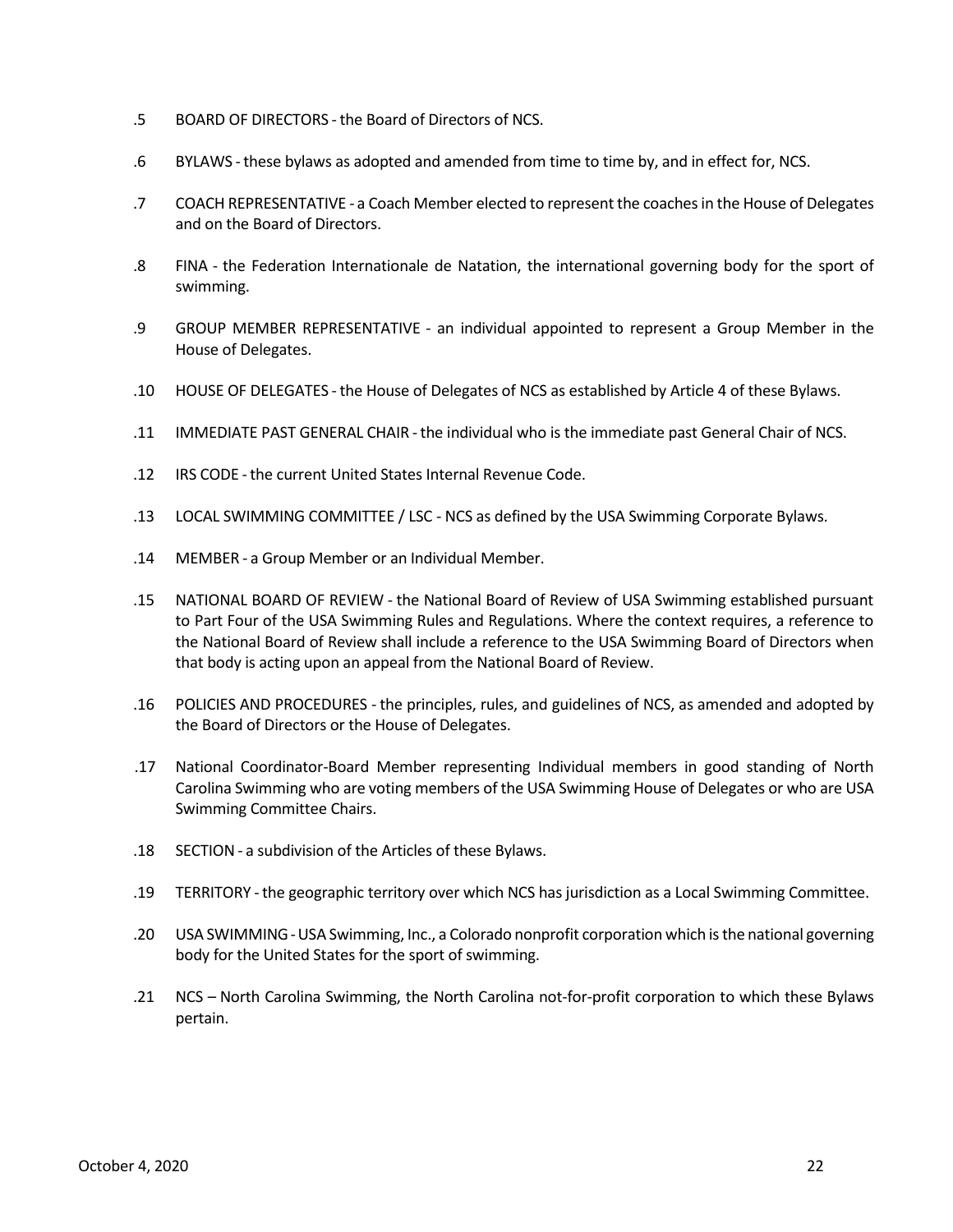.5 BOARD OF DIRECTORS - the Board of Directors of NCS.

.6 BYLAWS - these bylaws as adopted and amended from time to time by, and in effect for, NCS.

.7 COACH REPRESENTATIVE - a Coach Member elected to represent the coaches in the House of Delegates and on the Board of Directors.

.8 FINA - the Federation Internationale de Natation, the international governing body for the sport of swimming.

.9 GROUP MEMBER REPRESENTATIVE - an individual appointed to represent a Group Member in the House of Delegates.

.10 HOUSE OF DELEGATES - the House of Delegates of NCS as established by Article 4 of these Bylaws.

.11 IMMEDIATE PAST GENERAL CHAIR - the individual who is the immediate past General Chair of NCS.

.12 IRS CODE - the current United States Internal Revenue Code.

.13 LOCAL SWIMMING COMMITTEE / LSC - NCS as defined by the USA Swimming Corporate Bylaws.

.14 MEMBER - a Group Member or an Individual Member.

.15 NATIONAL BOARD OF REVIEW - the National Board of Review of USA Swimming established pursuant to Part Four of the USA Swimming Rules and Regulations. Where the context requires, a reference to the National Board of Review shall include a reference to the USA Swimming Board of Directors when that body is acting upon an appeal from the National Board of Review.

.16 POLICIES AND PROCEDURES - the principles, rules, and guidelines of NCS, as amended and adopted by the Board of Directors or the House of Delegates.

.17 National Coordinator-Board Member representing Individual members in good standing of North Carolina Swimming who are voting members of the USA Swimming House of Delegates or who are USA Swimming Committee Chairs.

.18 SECTION - a subdivision of the Articles of these Bylaws.

.19 TERRITORY - the geographic territory over which NCS has jurisdiction as a Local Swimming Committee.

.20 USA SWIMMING - USA Swimming, Inc., a Colorado nonprofit corporation which is the national governing body for the United States for the sport of swimming.

.21 NCS – North Carolina Swimming, the North Carolina not-for-profit corporation to which these Bylaws pertain.

October 4, 2020